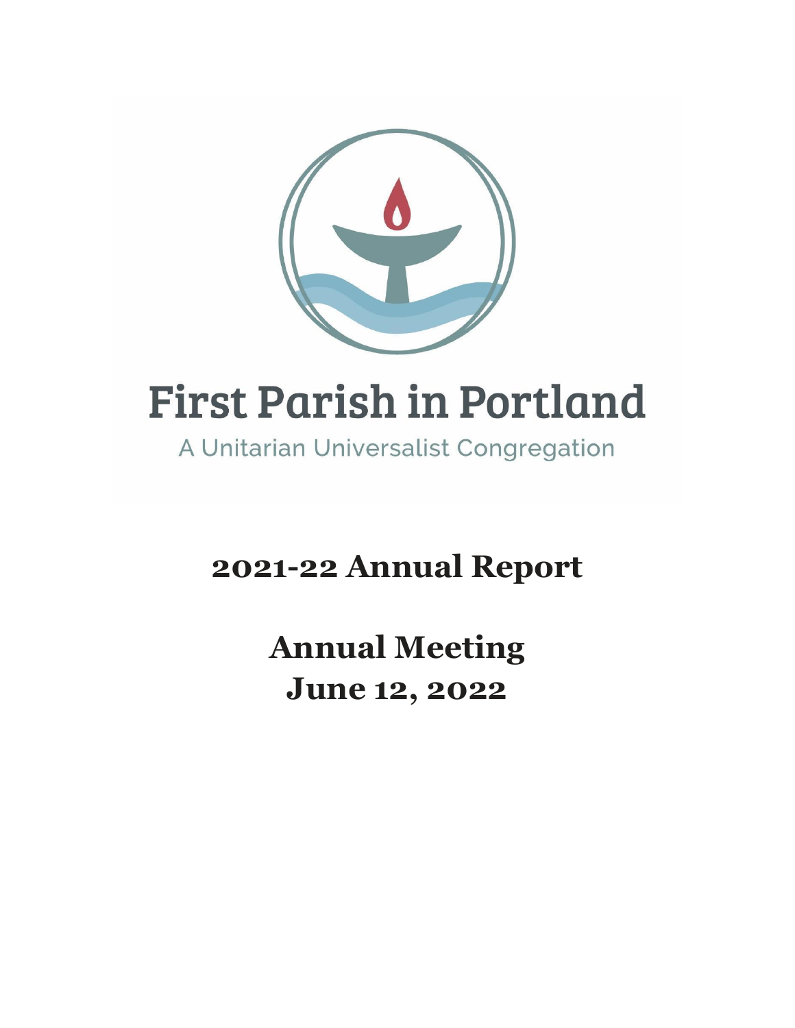# First Parish in Portland

A Unitarian Universalist Congregation

## 2021-22 Annual Report

## Annual Meeting
## June 12, 2022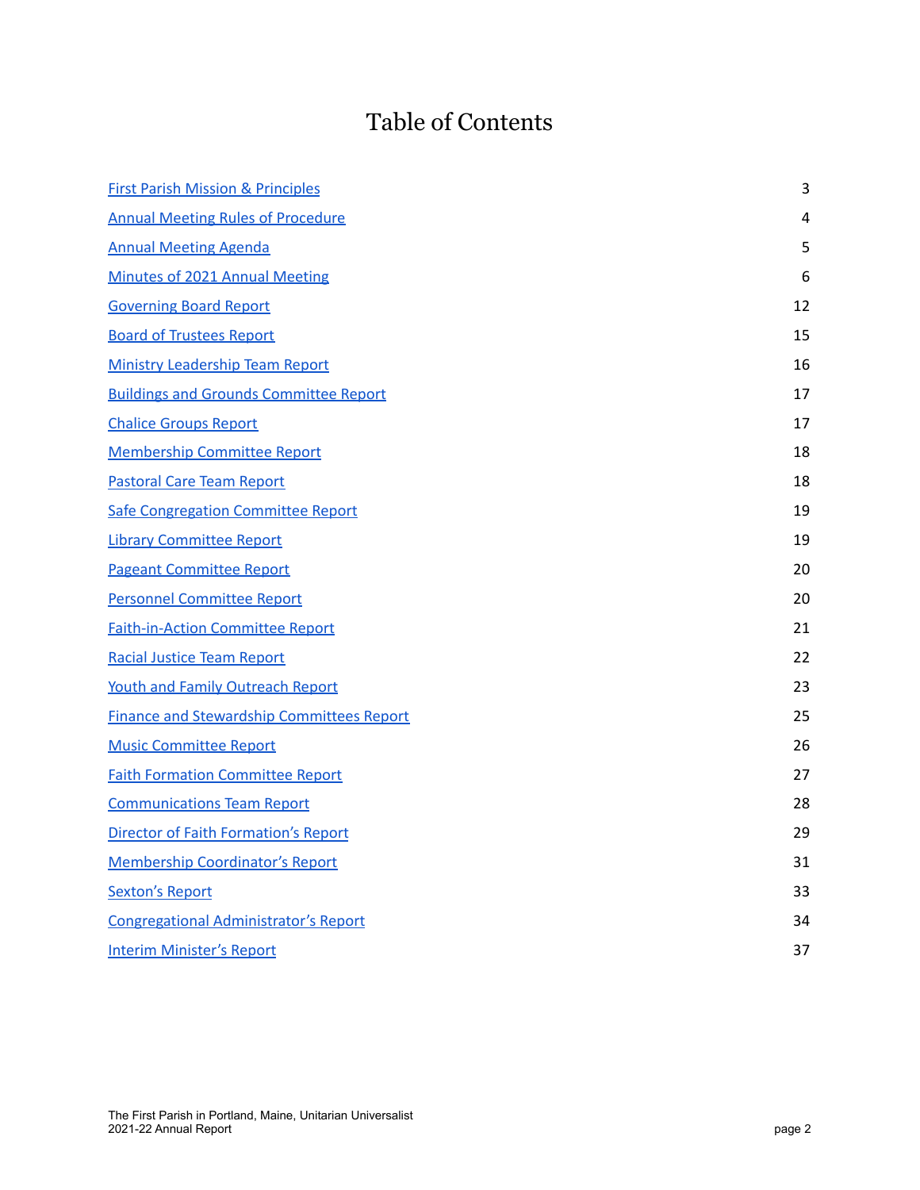# Table of Contents

| | |
|---|---|
| First Parish Mission & Principles | 3 |
| Annual Meeting Rules of Procedure | 4 |
| Annual Meeting Agenda | 5 |
| Minutes of 2021 Annual Meeting | 6 |
| Governing Board Report | 12 |
| Board of Trustees Report | 15 |
| Ministry Leadership Team Report | 16 |
| Buildings and Grounds Committee Report | 17 |
| Chalice Groups Report | 17 |
| Membership Committee Report | 18 |
| Pastoral Care Team Report | 18 |
| Safe Congregation Committee Report | 19 |
| Library Committee Report | 19 |
| Pageant Committee Report | 20 |
| Personnel Committee Report | 20 |
| Faith-in-Action Committee Report | 21 |
| Racial Justice Team Report | 22 |
| Youth and Family Outreach Report | 23 |
| Finance and Stewardship Committees Report | 25 |
| Music Committee Report | 26 |
| Faith Formation Committee Report | 27 |
| Communications Team Report | 28 |
| Director of Faith Formation's Report | 29 |
| Membership Coordinator's Report | 31 |
| Sexton's Report | 33 |
| Congregational Administrator's Report | 34 |
| Interim Minister's Report | 37 |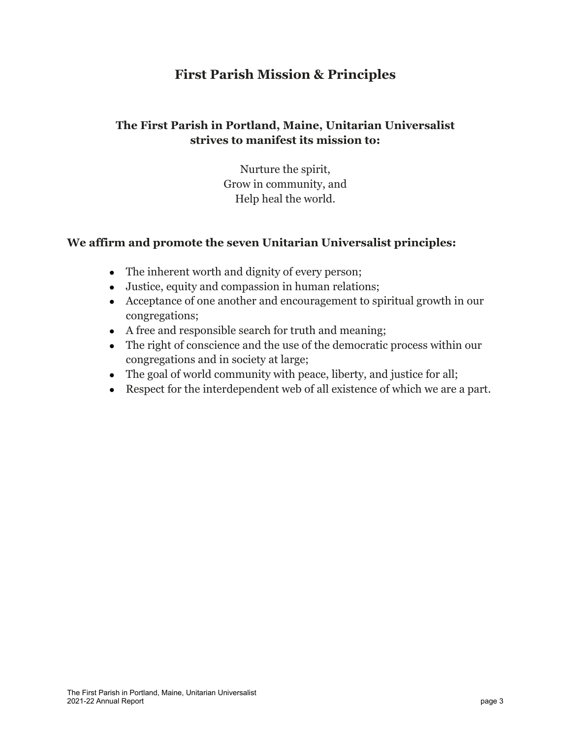# First Parish Mission & Principles

### The First Parish in Portland, Maine, Unitarian Universalist strives to manifest its mission to:

Nurture the spirit,
Grow in community, and
Help heal the world.

### We affirm and promote the seven Unitarian Universalist principles:

- The inherent worth and dignity of every person;
- Justice, equity and compassion in human relations;
- Acceptance of one another and encouragement to spiritual growth in our congregations;
- A free and responsible search for truth and meaning;
- The right of conscience and the use of the democratic process within our congregations and in society at large;
- The goal of world community with peace, liberty, and justice for all;
- Respect for the interdependent web of all existence of which we are a part.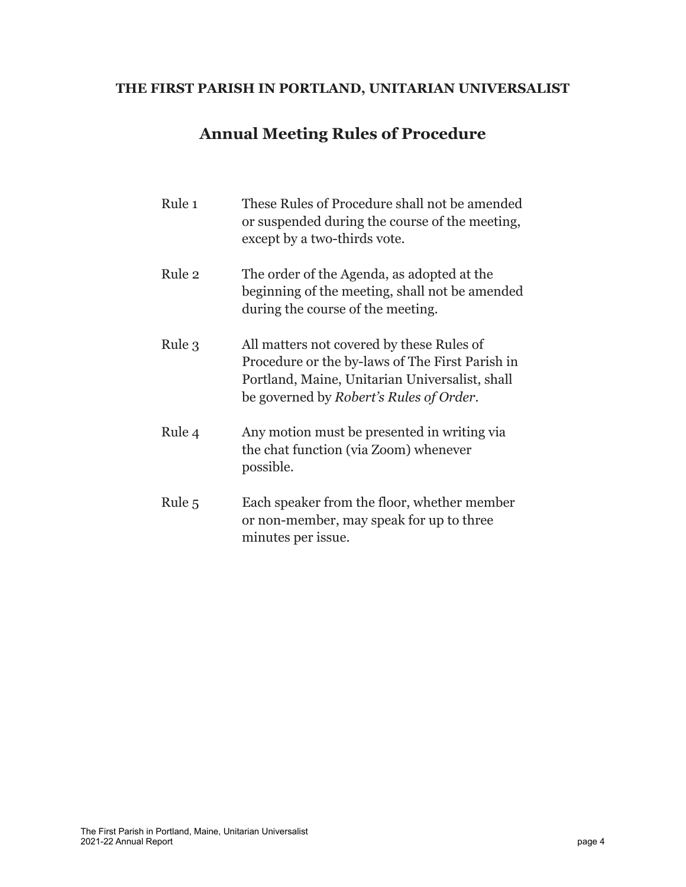**THE FIRST PARISH IN PORTLAND, UNITARIAN UNIVERSALIST**

## Annual Meeting Rules of Procedure

| | |
|---|---|
| Rule 1 | These Rules of Procedure shall not be amended or suspended during the course of the meeting, except by a two-thirds vote. |
| Rule 2 | The order of the Agenda, as adopted at the beginning of the meeting, shall not be amended during the course of the meeting. |
| Rule 3 | All matters not covered by these Rules of Procedure or the by-laws of The First Parish in Portland, Maine, Unitarian Universalist, shall be governed by *Robert's Rules of Order*. |
| Rule 4 | Any motion must be presented in writing via the chat function (via Zoom) whenever possible. |
| Rule 5 | Each speaker from the floor, whether member or non-member, may speak for up to three minutes per issue. |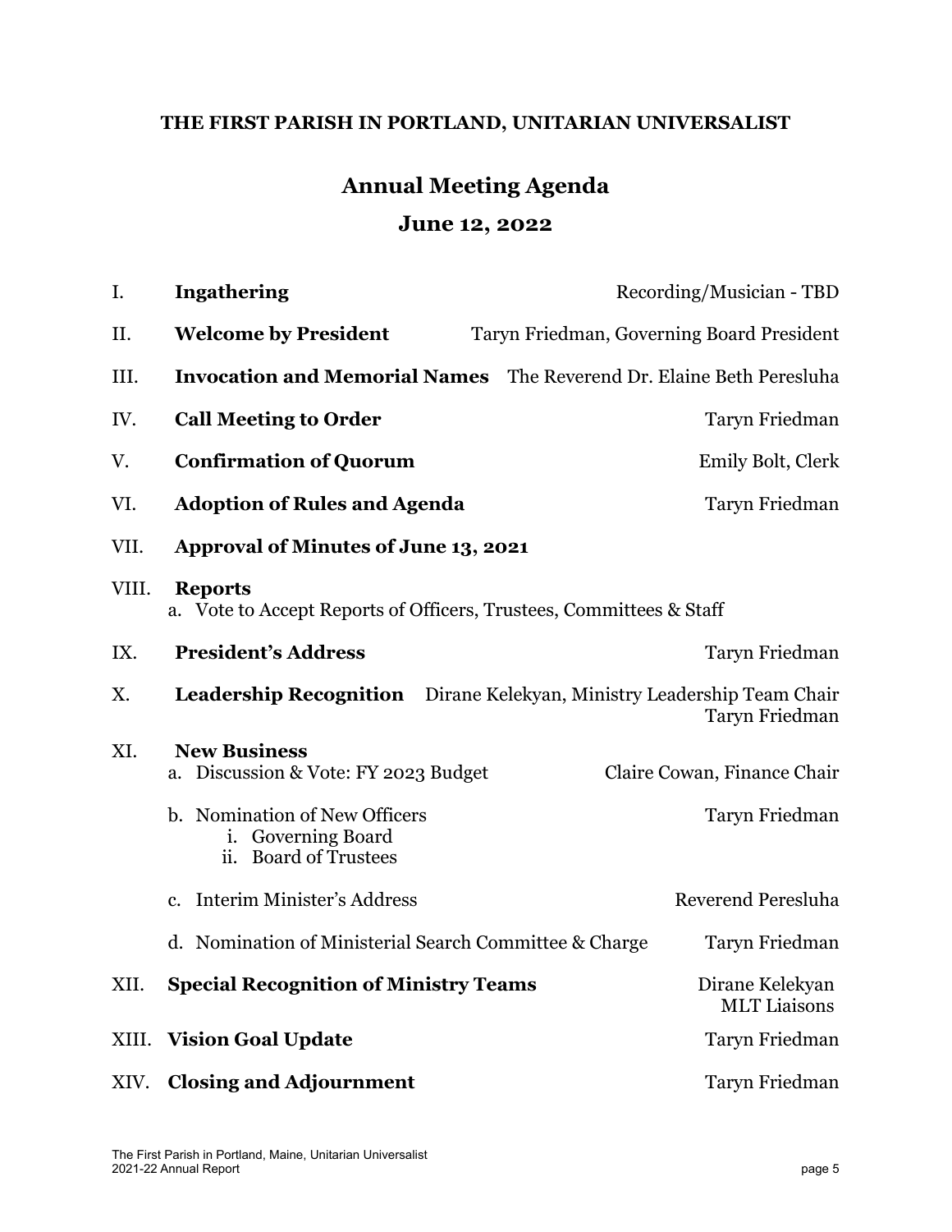**THE FIRST PARISH IN PORTLAND, UNITARIAN UNIVERSALIST**

# Annual Meeting Agenda

## June 12, 2022

| | | |
|---|---|---|
| I. | **Ingathering** | Recording/Musician - TBD |
| II. | **Welcome by President** | Taryn Friedman, Governing Board President |
| III. | **Invocation and Memorial Names** | The Reverend Dr. Elaine Beth Peresluha |
| IV. | **Call Meeting to Order** | Taryn Friedman |
| V. | **Confirmation of Quorum** | Emily Bolt, Clerk |
| VI. | **Adoption of Rules and Agenda** | Taryn Friedman |
| VII. | **Approval of Minutes of June 13, 2021** | |
| VIII. | **Reports**<br>a. Vote to Accept Reports of Officers, Trustees, Committees & Staff | |
| IX. | **President's Address** | Taryn Friedman |
| X. | **Leadership Recognition** | Dirane Kelekyan, Ministry Leadership Team Chair<br>Taryn Friedman |
| XI. | **New Business** | |
| | a. Discussion & Vote: FY 2023 Budget | Claire Cowan, Finance Chair |
| | b. Nomination of New Officers<br>i. Governing Board<br>ii. Board of Trustees | Taryn Friedman |
| | c. Interim Minister's Address | Reverend Peresluha |
| | d. Nomination of Ministerial Search Committee & Charge | Taryn Friedman |
| XII. | **Special Recognition of Ministry Teams** | Dirane Kelekyan<br>MLT Liaisons |
| XIII. | **Vision Goal Update** | Taryn Friedman |
| XIV. | **Closing and Adjournment** | Taryn Friedman |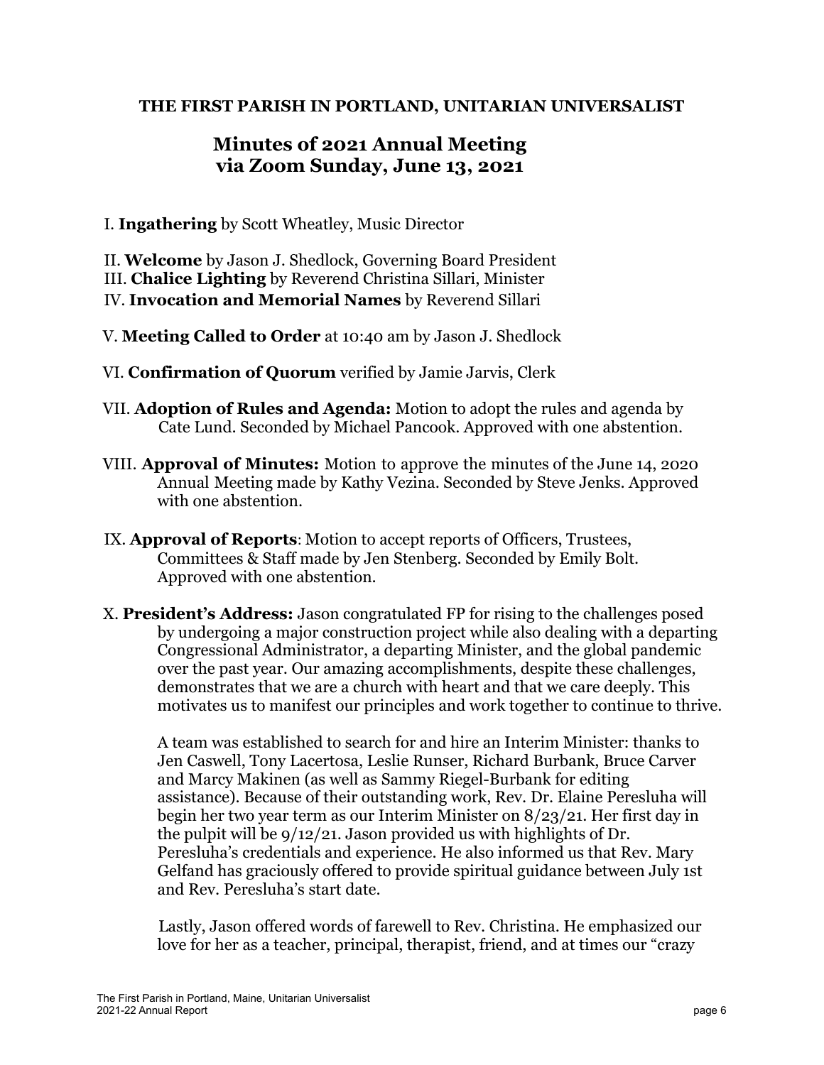**THE FIRST PARISH IN PORTLAND, UNITARIAN UNIVERSALIST**

## Minutes of 2021 Annual Meeting via Zoom Sunday, June 13, 2021

I. **Ingathering** by Scott Wheatley, Music Director

II. **Welcome** by Jason J. Shedlock, Governing Board President

III. **Chalice Lighting** by Reverend Christina Sillari, Minister

IV. **Invocation and Memorial Names** by Reverend Sillari

V. **Meeting Called to Order** at 10:40 am by Jason J. Shedlock

VI. **Confirmation of Quorum** verified by Jamie Jarvis, Clerk

VII. **Adoption of Rules and Agenda:** Motion to adopt the rules and agenda by Cate Lund. Seconded by Michael Pancook. Approved with one abstention.

VIII. **Approval of Minutes:** Motion to approve the minutes of the June 14, 2020 Annual Meeting made by Kathy Vezina. Seconded by Steve Jenks. Approved with one abstention.

IX. **Approval of Reports**: Motion to accept reports of Officers, Trustees, Committees & Staff made by Jen Stenberg. Seconded by Emily Bolt. Approved with one abstention.

X. **President's Address:** Jason congratulated FP for rising to the challenges posed by undergoing a major construction project while also dealing with a departing Congressional Administrator, a departing Minister, and the global pandemic over the past year. Our amazing accomplishments, despite these challenges, demonstrates that we are a church with heart and that we care deeply. This motivates us to manifest our principles and work together to continue to thrive.

A team was established to search for and hire an Interim Minister: thanks to Jen Caswell, Tony Lacertosa, Leslie Runser, Richard Burbank, Bruce Carver and Marcy Makinen (as well as Sammy Riegel-Burbank for editing assistance). Because of their outstanding work, Rev. Dr. Elaine Peresluha will begin her two year term as our Interim Minister on 8/23/21. Her first day in the pulpit will be 9/12/21. Jason provided us with highlights of Dr. Peresluha's credentials and experience. He also informed us that Rev. Mary Gelfand has graciously offered to provide spiritual guidance between July 1st and Rev. Peresluha's start date.

Lastly, Jason offered words of farewell to Rev. Christina. He emphasized our love for her as a teacher, principal, therapist, friend, and at times our "crazy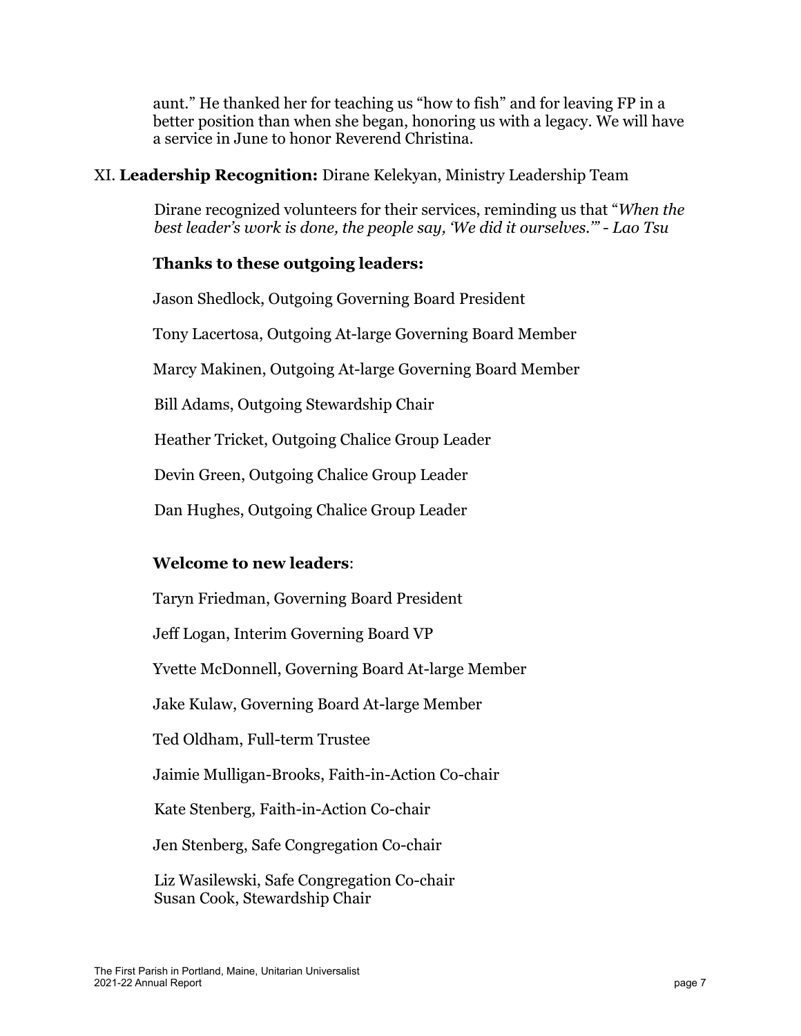aunt." He thanked her for teaching us "how to fish" and for leaving FP in a better position than when she began, honoring us with a legacy. We will have a service in June to honor Reverend Christina.

XI. **Leadership Recognition:** Dirane Kelekyan, Ministry Leadership Team

Dirane recognized volunteers for their services, reminding us that "*When the best leader's work is done, the people say, 'We did it ourselves.'" - Lao Tsu*

**Thanks to these outgoing leaders:**

Jason Shedlock, Outgoing Governing Board President

Tony Lacertosa, Outgoing At-large Governing Board Member

Marcy Makinen, Outgoing At-large Governing Board Member

Bill Adams, Outgoing Stewardship Chair

Heather Tricket, Outgoing Chalice Group Leader

Devin Green, Outgoing Chalice Group Leader

Dan Hughes, Outgoing Chalice Group Leader

**Welcome to new leaders**:

Taryn Friedman, Governing Board President

Jeff Logan, Interim Governing Board VP

Yvette McDonnell, Governing Board At-large Member

Jake Kulaw, Governing Board At-large Member

Ted Oldham, Full-term Trustee

Jaimie Mulligan-Brooks, Faith-in-Action Co-chair

Kate Stenberg, Faith-in-Action Co-chair

Jen Stenberg, Safe Congregation Co-chair

Liz Wasilewski, Safe Congregation Co-chair
Susan Cook, Stewardship Chair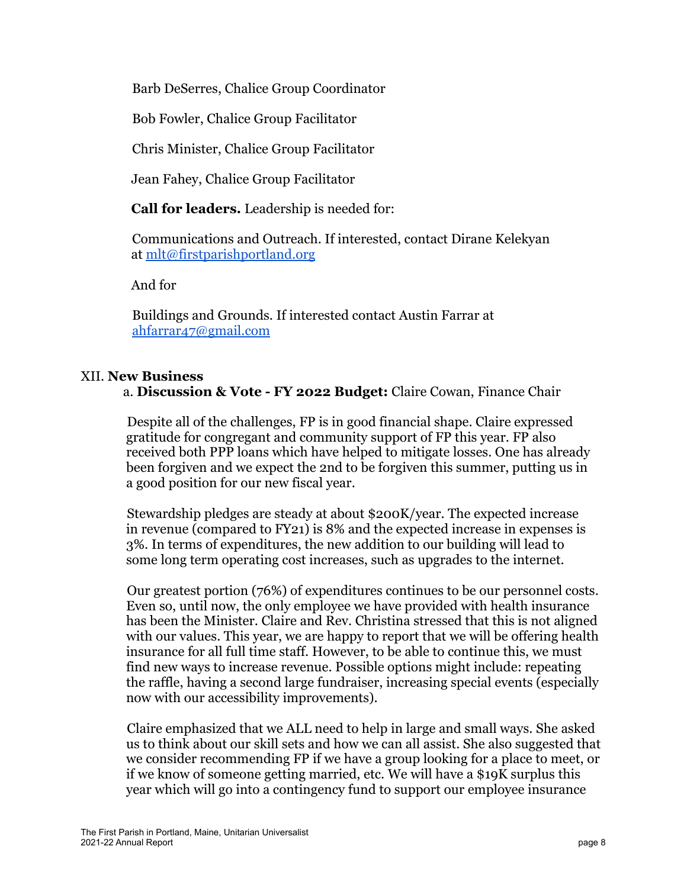Barb DeSerres, Chalice Group Coordinator

Bob Fowler, Chalice Group Facilitator

Chris Minister, Chalice Group Facilitator

Jean Fahey, Chalice Group Facilitator

**Call for leaders.** Leadership is needed for:

Communications and Outreach. If interested, contact Dirane Kelekyan at mlt@firstparishportland.org

And for

Buildings and Grounds. If interested contact Austin Farrar at ahfarrar47@gmail.com

## XII. **New Business**

a. **Discussion & Vote - FY 2022 Budget:** Claire Cowan, Finance Chair

Despite all of the challenges, FP is in good financial shape. Claire expressed gratitude for congregant and community support of FP this year. FP also received both PPP loans which have helped to mitigate losses. One has already been forgiven and we expect the 2nd to be forgiven this summer, putting us in a good position for our new fiscal year.

Stewardship pledges are steady at about $200K/year. The expected increase in revenue (compared to FY21) is 8% and the expected increase in expenses is 3%. In terms of expenditures, the new addition to our building will lead to some long term operating cost increases, such as upgrades to the internet.

Our greatest portion (76%) of expenditures continues to be our personnel costs. Even so, until now, the only employee we have provided with health insurance has been the Minister. Claire and Rev. Christina stressed that this is not aligned with our values. This year, we are happy to report that we will be offering health insurance for all full time staff. However, to be able to continue this, we must find new ways to increase revenue. Possible options might include: repeating the raffle, having a second large fundraiser, increasing special events (especially now with our accessibility improvements).

Claire emphasized that we ALL need to help in large and small ways. She asked us to think about our skill sets and how we can all assist. She also suggested that we consider recommending FP if we have a group looking for a place to meet, or if we know of someone getting married, etc. We will have a $19K surplus this year which will go into a contingency fund to support our employee insurance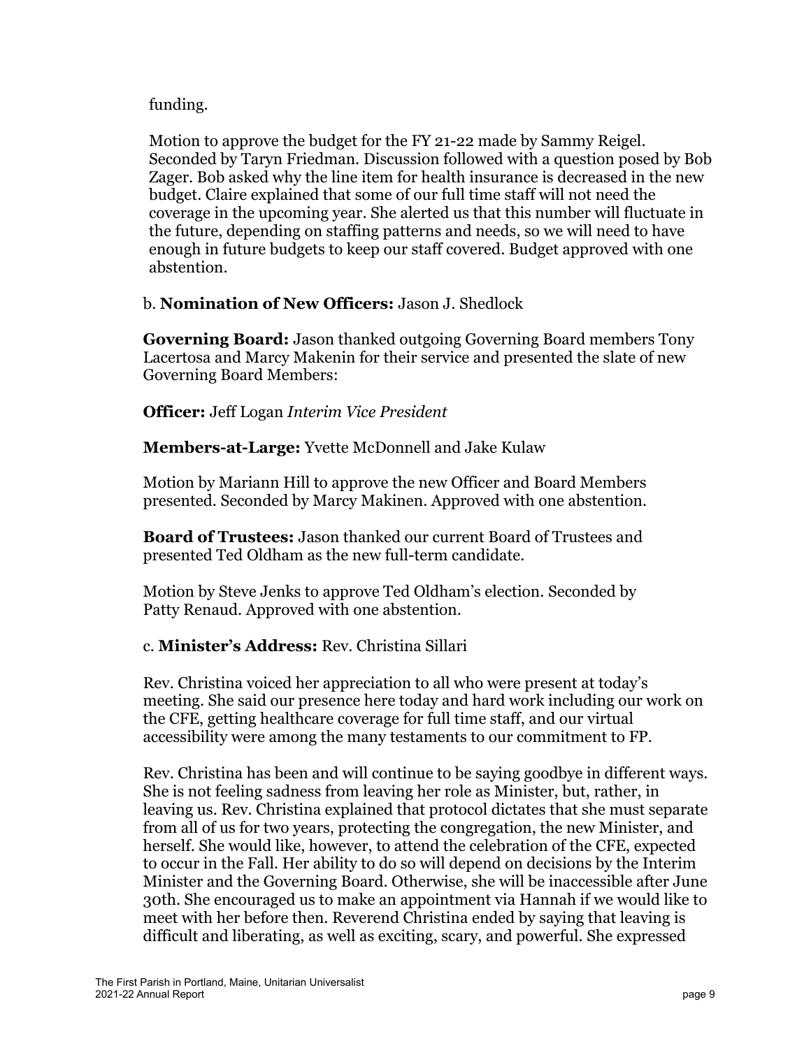funding.

Motion to approve the budget for the FY 21-22 made by Sammy Reigel. Seconded by Taryn Friedman. Discussion followed with a question posed by Bob Zager. Bob asked why the line item for health insurance is decreased in the new budget. Claire explained that some of our full time staff will not need the coverage in the upcoming year. She alerted us that this number will fluctuate in the future, depending on staffing patterns and needs, so we will need to have enough in future budgets to keep our staff covered. Budget approved with one abstention.

b. **Nomination of New Officers:** Jason J. Shedlock

**Governing Board:** Jason thanked outgoing Governing Board members Tony Lacertosa and Marcy Makenin for their service and presented the slate of new Governing Board Members:

**Officer:** Jeff Logan *Interim Vice President*

**Members-at-Large:** Yvette McDonnell and Jake Kulaw

Motion by Mariann Hill to approve the new Officer and Board Members presented. Seconded by Marcy Makinen. Approved with one abstention.

**Board of Trustees:** Jason thanked our current Board of Trustees and presented Ted Oldham as the new full-term candidate.

Motion by Steve Jenks to approve Ted Oldham's election. Seconded by Patty Renaud. Approved with one abstention.

c. **Minister's Address:** Rev. Christina Sillari

Rev. Christina voiced her appreciation to all who were present at today's meeting. She said our presence here today and hard work including our work on the CFE, getting healthcare coverage for full time staff, and our virtual accessibility were among the many testaments to our commitment to FP.

Rev. Christina has been and will continue to be saying goodbye in different ways. She is not feeling sadness from leaving her role as Minister, but, rather, in leaving us. Rev. Christina explained that protocol dictates that she must separate from all of us for two years, protecting the congregation, the new Minister, and herself. She would like, however, to attend the celebration of the CFE, expected to occur in the Fall. Her ability to do so will depend on decisions by the Interim Minister and the Governing Board. Otherwise, she will be inaccessible after June 30th. She encouraged us to make an appointment via Hannah if we would like to meet with her before then. Reverend Christina ended by saying that leaving is difficult and liberating, as well as exciting, scary, and powerful. She expressed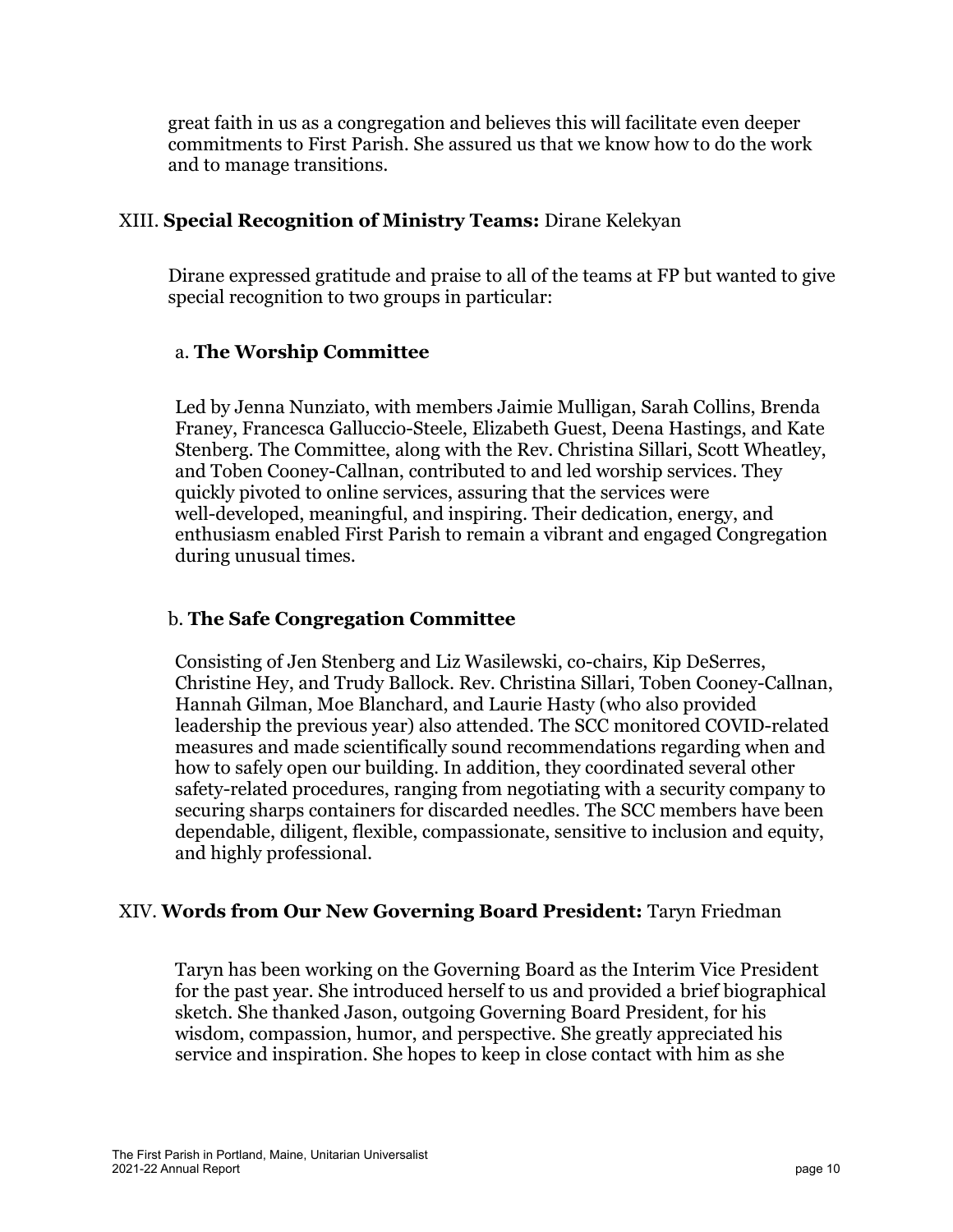great faith in us as a congregation and believes this will facilitate even deeper commitments to First Parish. She assured us that we know how to do the work and to manage transitions.

## XIII. **Special Recognition of Ministry Teams:** Dirane Kelekyan

Dirane expressed gratitude and praise to all of the teams at FP but wanted to give special recognition to two groups in particular:

### a. **The Worship Committee**

Led by Jenna Nunziato, with members Jaimie Mulligan, Sarah Collins, Brenda Franey, Francesca Galluccio-Steele, Elizabeth Guest, Deena Hastings, and Kate Stenberg. The Committee, along with the Rev. Christina Sillari, Scott Wheatley, and Toben Cooney-Callnan, contributed to and led worship services. They quickly pivoted to online services, assuring that the services were well-developed, meaningful, and inspiring. Their dedication, energy, and enthusiasm enabled First Parish to remain a vibrant and engaged Congregation during unusual times.

### b. **The Safe Congregation Committee**

Consisting of Jen Stenberg and Liz Wasilewski, co-chairs, Kip DeSerres, Christine Hey, and Trudy Ballock. Rev. Christina Sillari, Toben Cooney-Callnan, Hannah Gilman, Moe Blanchard, and Laurie Hasty (who also provided leadership the previous year) also attended. The SCC monitored COVID-related measures and made scientifically sound recommendations regarding when and how to safely open our building. In addition, they coordinated several other safety-related procedures, ranging from negotiating with a security company to securing sharps containers for discarded needles. The SCC members have been dependable, diligent, flexible, compassionate, sensitive to inclusion and equity, and highly professional.

## XIV. **Words from Our New Governing Board President:** Taryn Friedman

Taryn has been working on the Governing Board as the Interim Vice President for the past year. She introduced herself to us and provided a brief biographical sketch. She thanked Jason, outgoing Governing Board President, for his wisdom, compassion, humor, and perspective. She greatly appreciated his service and inspiration. She hopes to keep in close contact with him as she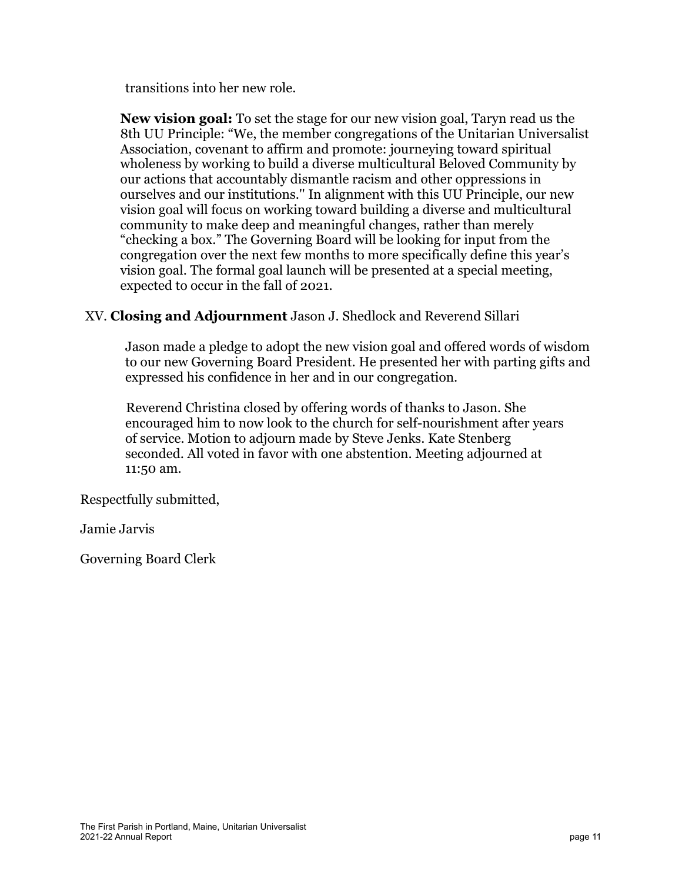transitions into her new role.

**New vision goal:** To set the stage for our new vision goal, Taryn read us the 8th UU Principle: "We, the member congregations of the Unitarian Universalist Association, covenant to affirm and promote: journeying toward spiritual wholeness by working to build a diverse multicultural Beloved Community by our actions that accountably dismantle racism and other oppressions in ourselves and our institutions." In alignment with this UU Principle, our new vision goal will focus on working toward building a diverse and multicultural community to make deep and meaningful changes, rather than merely "checking a box." The Governing Board will be looking for input from the congregation over the next few months to more specifically define this year's vision goal. The formal goal launch will be presented at a special meeting, expected to occur in the fall of 2021.

XV. **Closing and Adjournment** Jason J. Shedlock and Reverend Sillari

Jason made a pledge to adopt the new vision goal and offered words of wisdom to our new Governing Board President. He presented her with parting gifts and expressed his confidence in her and in our congregation.

Reverend Christina closed by offering words of thanks to Jason. She encouraged him to now look to the church for self-nourishment after years of service. Motion to adjourn made by Steve Jenks. Kate Stenberg seconded. All voted in favor with one abstention. Meeting adjourned at 11:50 am.

Respectfully submitted,

Jamie Jarvis

Governing Board Clerk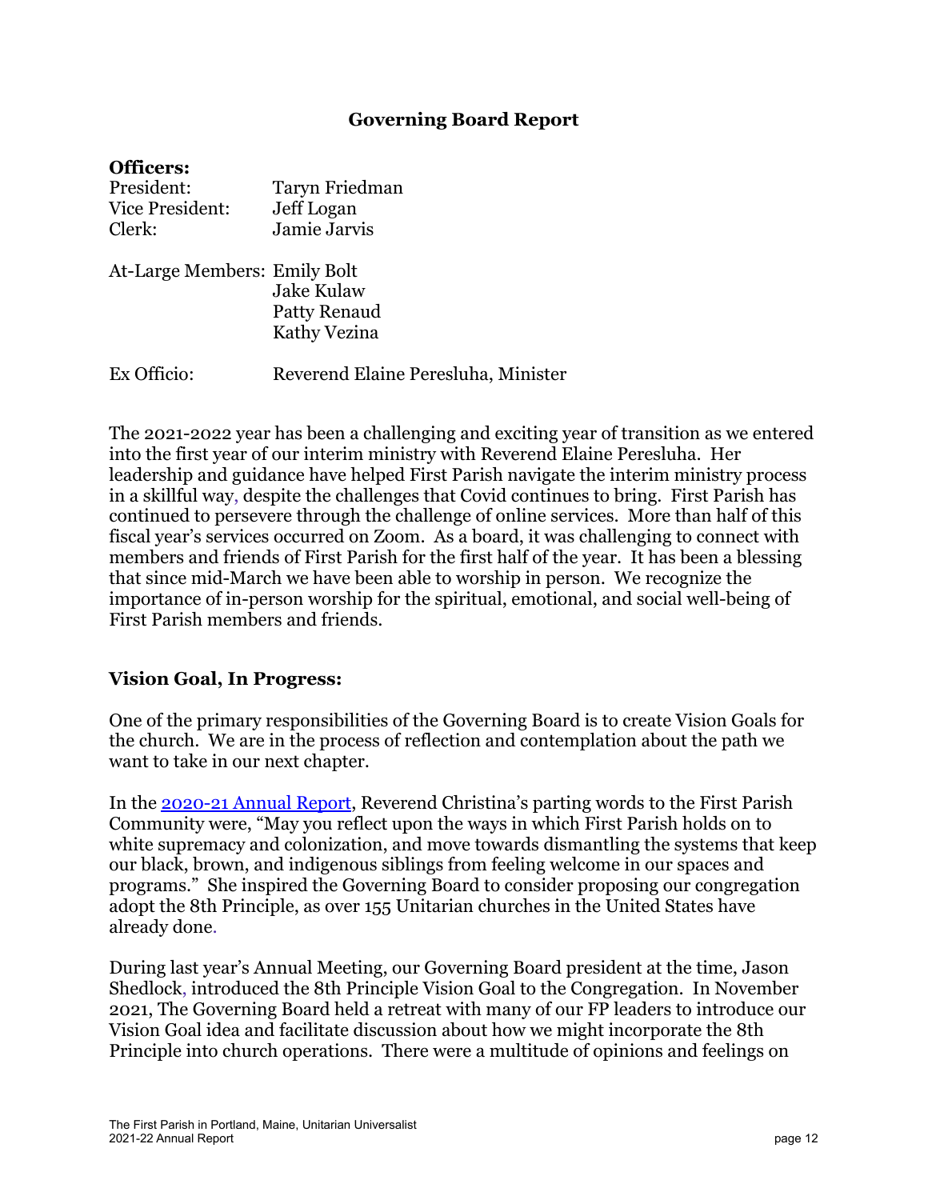## Governing Board Report

**Officers:**

| | |
|---|---|
| President: | Taryn Friedman |
| Vice President: | Jeff Logan |
| Clerk: | Jamie Jarvis |
| At-Large Members: | Emily Bolt |
| | Jake Kulaw |
| | Patty Renaud |
| | Kathy Vezina |
| Ex Officio: | Reverend Elaine Peresluha, Minister |

The 2021-2022 year has been a challenging and exciting year of transition as we entered into the first year of our interim ministry with Reverend Elaine Peresluha. Her leadership and guidance have helped First Parish navigate the interim ministry process in a skillful way, despite the challenges that Covid continues to bring. First Parish has continued to persevere through the challenge of online services. More than half of this fiscal year's services occurred on Zoom. As a board, it was challenging to connect with members and friends of First Parish for the first half of the year. It has been a blessing that since mid-March we have been able to worship in person. We recognize the importance of in-person worship for the spiritual, emotional, and social well-being of First Parish members and friends.

### Vision Goal, In Progress:

One of the primary responsibilities of the Governing Board is to create Vision Goals for the church. We are in the process of reflection and contemplation about the path we want to take in our next chapter.

In the 2020-21 Annual Report, Reverend Christina's parting words to the First Parish Community were, "May you reflect upon the ways in which First Parish holds on to white supremacy and colonization, and move towards dismantling the systems that keep our black, brown, and indigenous siblings from feeling welcome in our spaces and programs." She inspired the Governing Board to consider proposing our congregation adopt the 8th Principle, as over 155 Unitarian churches in the United States have already done.

During last year's Annual Meeting, our Governing Board president at the time, Jason Shedlock, introduced the 8th Principle Vision Goal to the Congregation. In November 2021, The Governing Board held a retreat with many of our FP leaders to introduce our Vision Goal idea and facilitate discussion about how we might incorporate the 8th Principle into church operations. There were a multitude of opinions and feelings on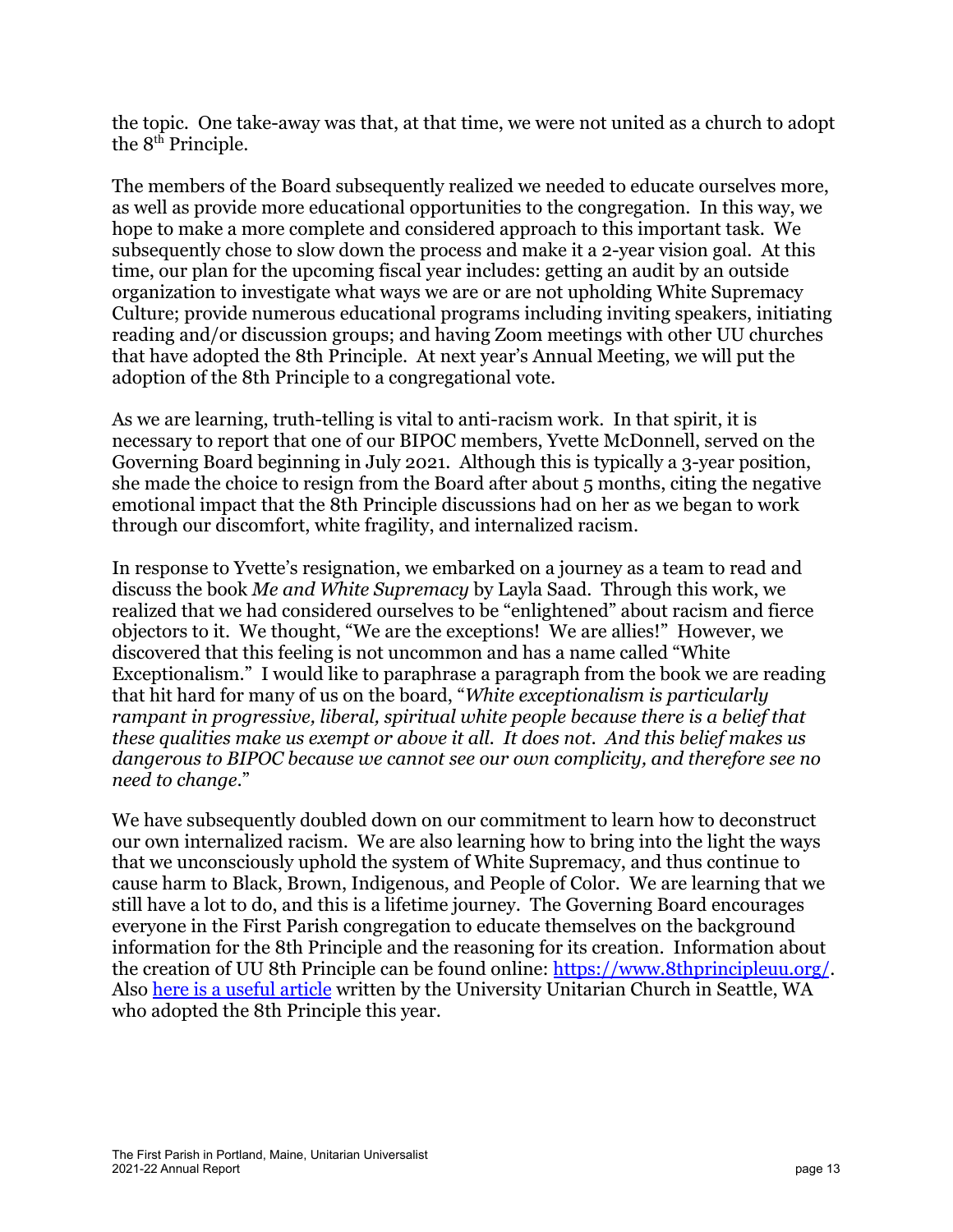the topic. One take-away was that, at that time, we were not united as a church to adopt the 8th Principle.

The members of the Board subsequently realized we needed to educate ourselves more, as well as provide more educational opportunities to the congregation. In this way, we hope to make a more complete and considered approach to this important task. We subsequently chose to slow down the process and make it a 2-year vision goal. At this time, our plan for the upcoming fiscal year includes: getting an audit by an outside organization to investigate what ways we are or are not upholding White Supremacy Culture; provide numerous educational programs including inviting speakers, initiating reading and/or discussion groups; and having Zoom meetings with other UU churches that have adopted the 8th Principle. At next year's Annual Meeting, we will put the adoption of the 8th Principle to a congregational vote.

As we are learning, truth-telling is vital to anti-racism work. In that spirit, it is necessary to report that one of our BIPOC members, Yvette McDonnell, served on the Governing Board beginning in July 2021. Although this is typically a 3-year position, she made the choice to resign from the Board after about 5 months, citing the negative emotional impact that the 8th Principle discussions had on her as we began to work through our discomfort, white fragility, and internalized racism.

In response to Yvette's resignation, we embarked on a journey as a team to read and discuss the book *Me and White Supremacy* by Layla Saad. Through this work, we realized that we had considered ourselves to be "enlightened" about racism and fierce objectors to it. We thought, "We are the exceptions! We are allies!" However, we discovered that this feeling is not uncommon and has a name called "White Exceptionalism." I would like to paraphrase a paragraph from the book we are reading that hit hard for many of us on the board, "*White exceptionalism is particularly rampant in progressive, liberal, spiritual white people because there is a belief that these qualities make us exempt or above it all. It does not. And this belief makes us dangerous to BIPOC because we cannot see our own complicity, and therefore see no need to change.*"

We have subsequently doubled down on our commitment to learn how to deconstruct our own internalized racism. We are also learning how to bring into the light the ways that we unconsciously uphold the system of White Supremacy, and thus continue to cause harm to Black, Brown, Indigenous, and People of Color. We are learning that we still have a lot to do, and this is a lifetime journey. The Governing Board encourages everyone in the First Parish congregation to educate themselves on the background information for the 8th Principle and the reasoning for its creation. Information about the creation of UU 8th Principle can be found online: https://www.8thprincipleuu.org/. Also here is a useful article written by the University Unitarian Church in Seattle, WA who adopted the 8th Principle this year.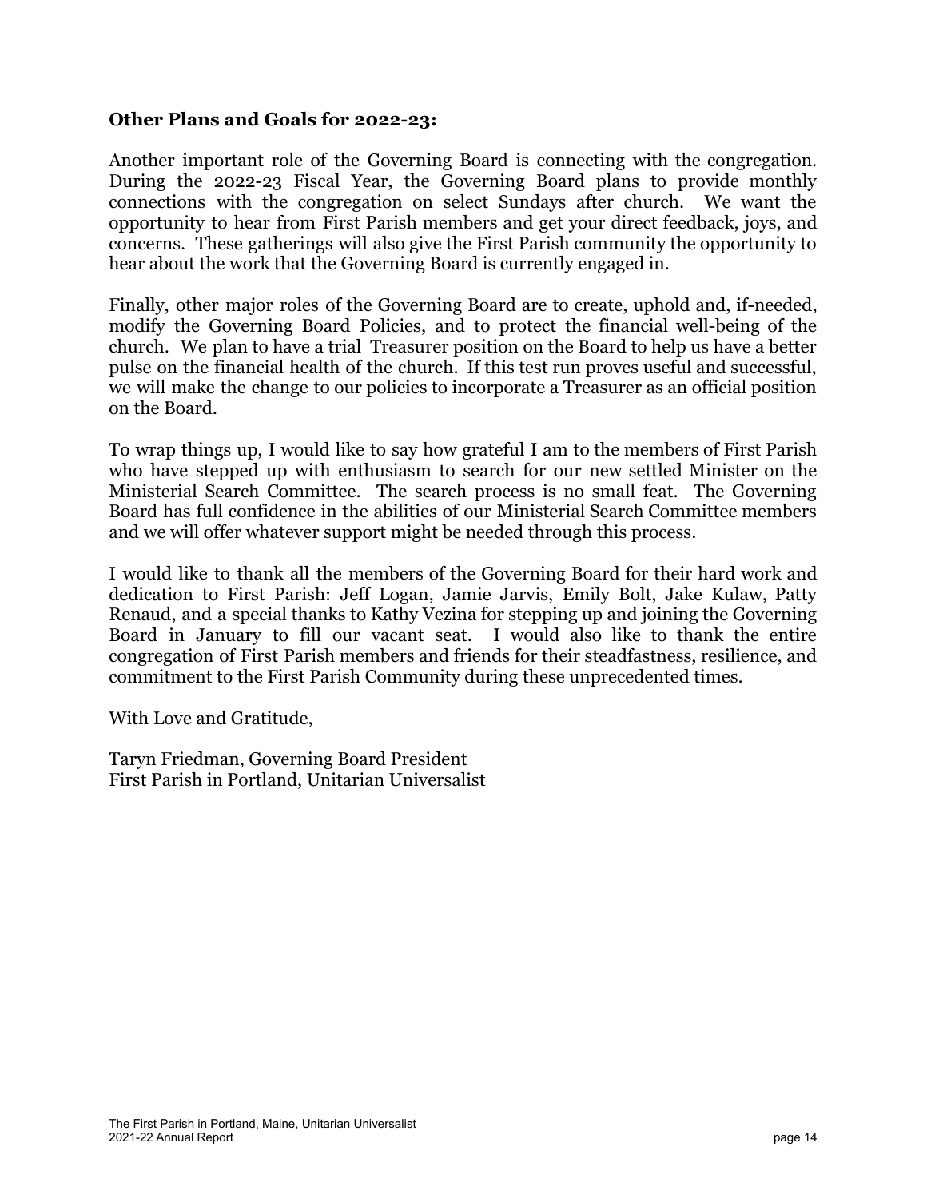**Other Plans and Goals for 2022-23:**

Another important role of the Governing Board is connecting with the congregation. During the 2022-23 Fiscal Year, the Governing Board plans to provide monthly connections with the congregation on select Sundays after church. We want the opportunity to hear from First Parish members and get your direct feedback, joys, and concerns. These gatherings will also give the First Parish community the opportunity to hear about the work that the Governing Board is currently engaged in.

Finally, other major roles of the Governing Board are to create, uphold and, if-needed, modify the Governing Board Policies, and to protect the financial well-being of the church. We plan to have a trial Treasurer position on the Board to help us have a better pulse on the financial health of the church. If this test run proves useful and successful, we will make the change to our policies to incorporate a Treasurer as an official position on the Board.

To wrap things up, I would like to say how grateful I am to the members of First Parish who have stepped up with enthusiasm to search for our new settled Minister on the Ministerial Search Committee. The search process is no small feat. The Governing Board has full confidence in the abilities of our Ministerial Search Committee members and we will offer whatever support might be needed through this process.

I would like to thank all the members of the Governing Board for their hard work and dedication to First Parish: Jeff Logan, Jamie Jarvis, Emily Bolt, Jake Kulaw, Patty Renaud, and a special thanks to Kathy Vezina for stepping up and joining the Governing Board in January to fill our vacant seat. I would also like to thank the entire congregation of First Parish members and friends for their steadfastness, resilience, and commitment to the First Parish Community during these unprecedented times.

With Love and Gratitude,

Taryn Friedman, Governing Board President
First Parish in Portland, Unitarian Universalist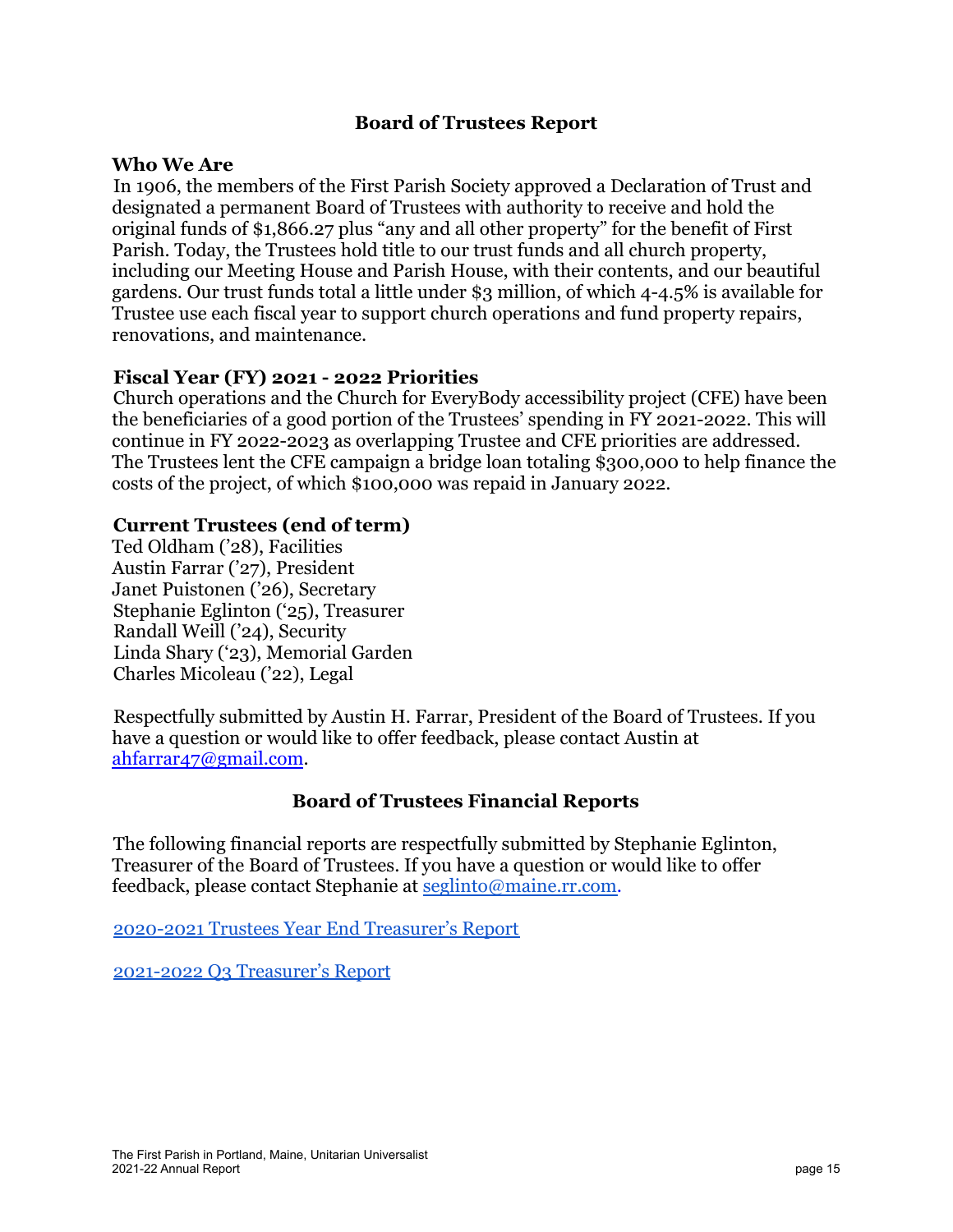## Board of Trustees Report

### Who We Are

In 1906, the members of the First Parish Society approved a Declaration of Trust and designated a permanent Board of Trustees with authority to receive and hold the original funds of $1,866.27 plus "any and all other property" for the benefit of First Parish. Today, the Trustees hold title to our trust funds and all church property, including our Meeting House and Parish House, with their contents, and our beautiful gardens. Our trust funds total a little under $3 million, of which 4-4.5% is available for Trustee use each fiscal year to support church operations and fund property repairs, renovations, and maintenance.

### Fiscal Year (FY) 2021 - 2022 Priorities

Church operations and the Church for EveryBody accessibility project (CFE) have been the beneficiaries of a good portion of the Trustees' spending in FY 2021-2022. This will continue in FY 2022-2023 as overlapping Trustee and CFE priorities are addressed. The Trustees lent the CFE campaign a bridge loan totaling $300,000 to help finance the costs of the project, of which $100,000 was repaid in January 2022.

### Current Trustees (end of term)

Ted Oldham ('28), Facilities
Austin Farrar ('27), President
Janet Puistonen ('26), Secretary
Stephanie Eglinton ('25), Treasurer
Randall Weill ('24), Security
Linda Shary ('23), Memorial Garden
Charles Micoleau ('22), Legal

Respectfully submitted by Austin H. Farrar, President of the Board of Trustees. If you have a question or would like to offer feedback, please contact Austin at ahfarrar47@gmail.com.

## Board of Trustees Financial Reports

The following financial reports are respectfully submitted by Stephanie Eglinton, Treasurer of the Board of Trustees. If you have a question or would like to offer feedback, please contact Stephanie at seglinto@maine.rr.com.

2020-2021 Trustees Year End Treasurer's Report

2021-2022 Q3 Treasurer's Report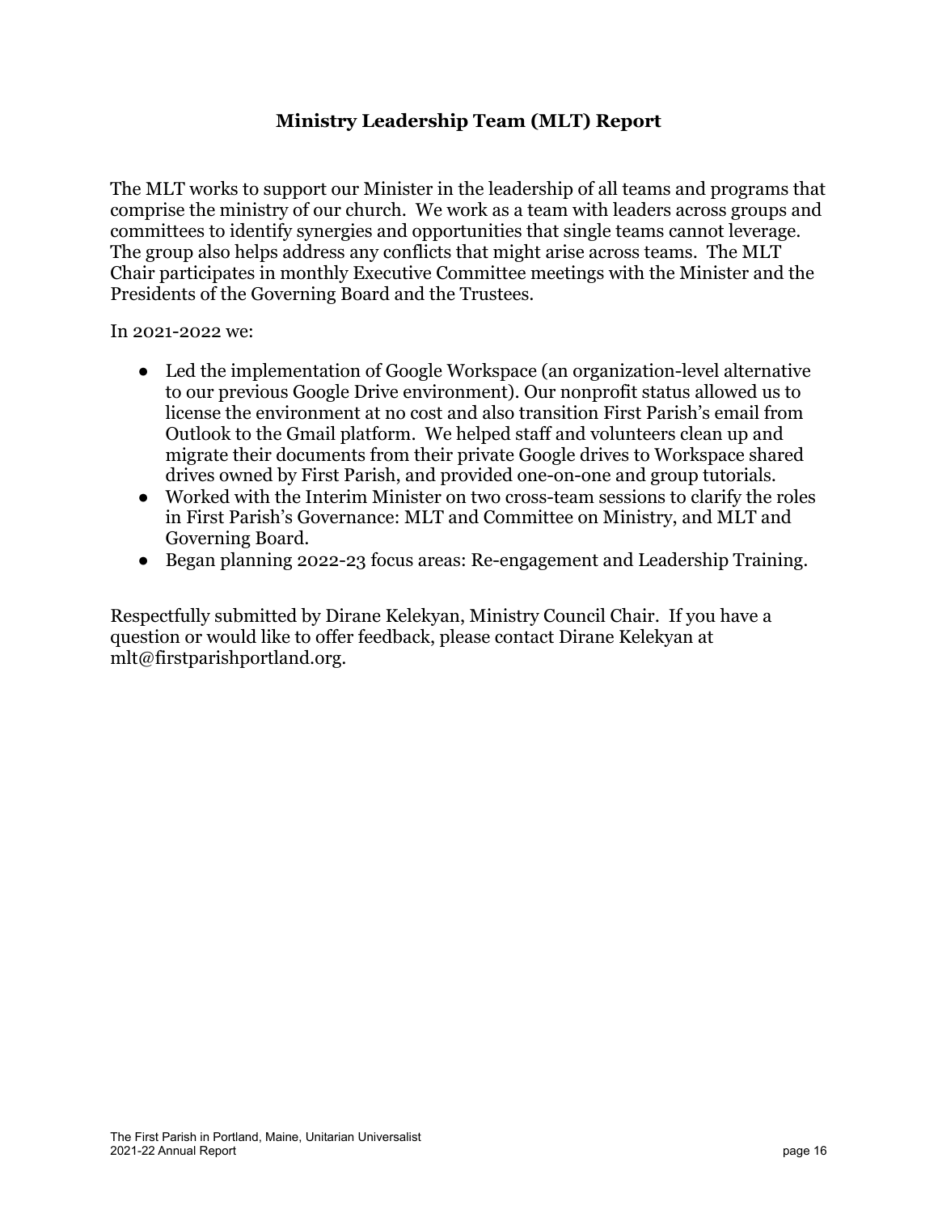## Ministry Leadership Team (MLT) Report

The MLT works to support our Minister in the leadership of all teams and programs that comprise the ministry of our church. We work as a team with leaders across groups and committees to identify synergies and opportunities that single teams cannot leverage. The group also helps address any conflicts that might arise across teams. The MLT Chair participates in monthly Executive Committee meetings with the Minister and the Presidents of the Governing Board and the Trustees.

In 2021-2022 we:

- Led the implementation of Google Workspace (an organization-level alternative to our previous Google Drive environment). Our nonprofit status allowed us to license the environment at no cost and also transition First Parish's email from Outlook to the Gmail platform. We helped staff and volunteers clean up and migrate their documents from their private Google drives to Workspace shared drives owned by First Parish, and provided one-on-one and group tutorials.
- Worked with the Interim Minister on two cross-team sessions to clarify the roles in First Parish's Governance: MLT and Committee on Ministry, and MLT and Governing Board.
- Began planning 2022-23 focus areas: Re-engagement and Leadership Training.

Respectfully submitted by Dirane Kelekyan, Ministry Council Chair. If you have a question or would like to offer feedback, please contact Dirane Kelekyan at mlt@firstparishportland.org.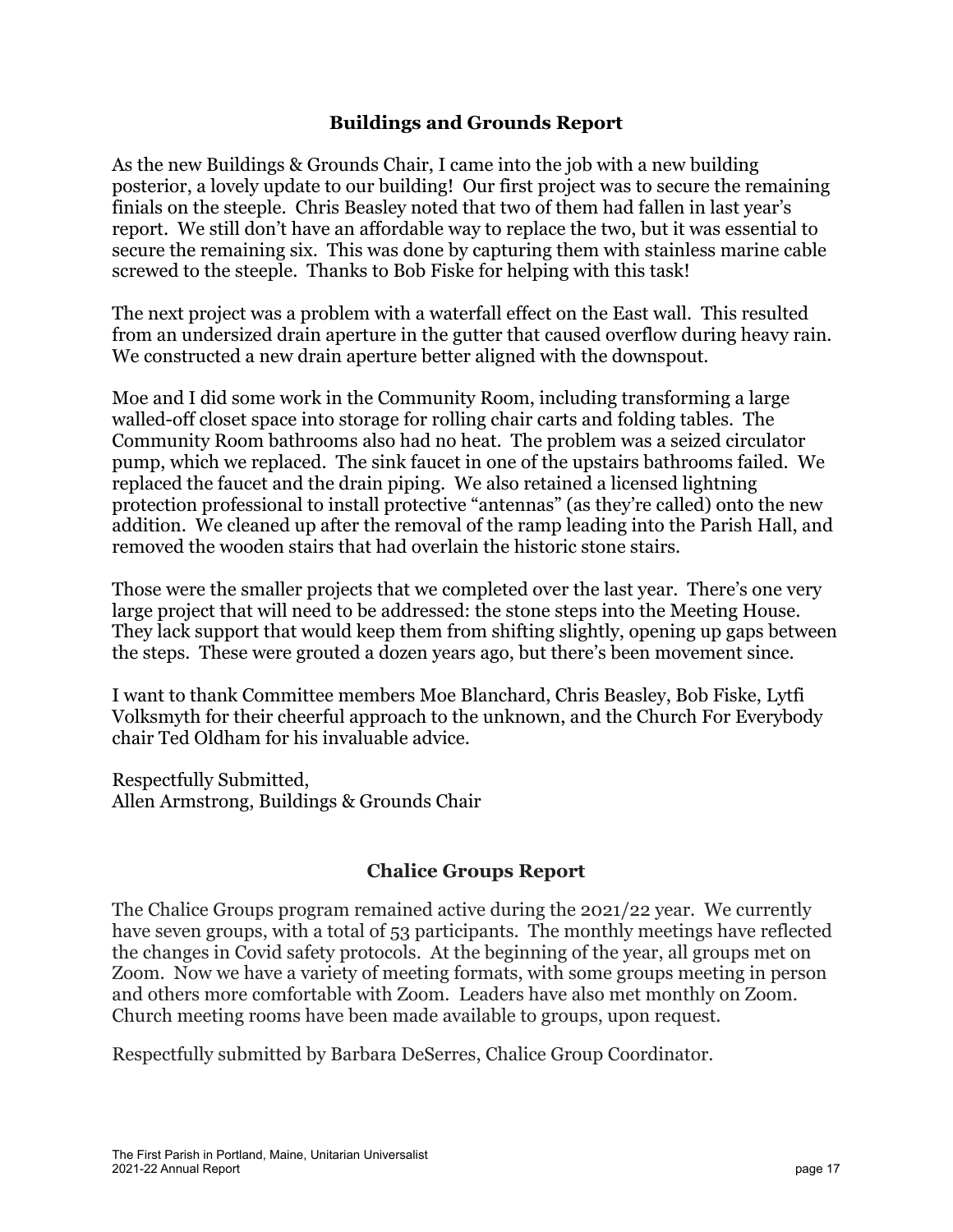## Buildings and Grounds Report

As the new Buildings & Grounds Chair, I came into the job with a new building posterior, a lovely update to our building! Our first project was to secure the remaining finials on the steeple. Chris Beasley noted that two of them had fallen in last year's report. We still don't have an affordable way to replace the two, but it was essential to secure the remaining six. This was done by capturing them with stainless marine cable screwed to the steeple. Thanks to Bob Fiske for helping with this task!

The next project was a problem with a waterfall effect on the East wall. This resulted from an undersized drain aperture in the gutter that caused overflow during heavy rain. We constructed a new drain aperture better aligned with the downspout.

Moe and I did some work in the Community Room, including transforming a large walled-off closet space into storage for rolling chair carts and folding tables. The Community Room bathrooms also had no heat. The problem was a seized circulator pump, which we replaced. The sink faucet in one of the upstairs bathrooms failed. We replaced the faucet and the drain piping. We also retained a licensed lightning protection professional to install protective "antennas" (as they're called) onto the new addition. We cleaned up after the removal of the ramp leading into the Parish Hall, and removed the wooden stairs that had overlain the historic stone stairs.

Those were the smaller projects that we completed over the last year. There's one very large project that will need to be addressed: the stone steps into the Meeting House. They lack support that would keep them from shifting slightly, opening up gaps between the steps. These were grouted a dozen years ago, but there's been movement since.

I want to thank Committee members Moe Blanchard, Chris Beasley, Bob Fiske, Lytfi Volksmyth for their cheerful approach to the unknown, and the Church For Everybody chair Ted Oldham for his invaluable advice.

Respectfully Submitted,
Allen Armstrong, Buildings & Grounds Chair

## Chalice Groups Report

The Chalice Groups program remained active during the 2021/22 year. We currently have seven groups, with a total of 53 participants. The monthly meetings have reflected the changes in Covid safety protocols. At the beginning of the year, all groups met on Zoom. Now we have a variety of meeting formats, with some groups meeting in person and others more comfortable with Zoom. Leaders have also met monthly on Zoom. Church meeting rooms have been made available to groups, upon request.

Respectfully submitted by Barbara DeSerres, Chalice Group Coordinator.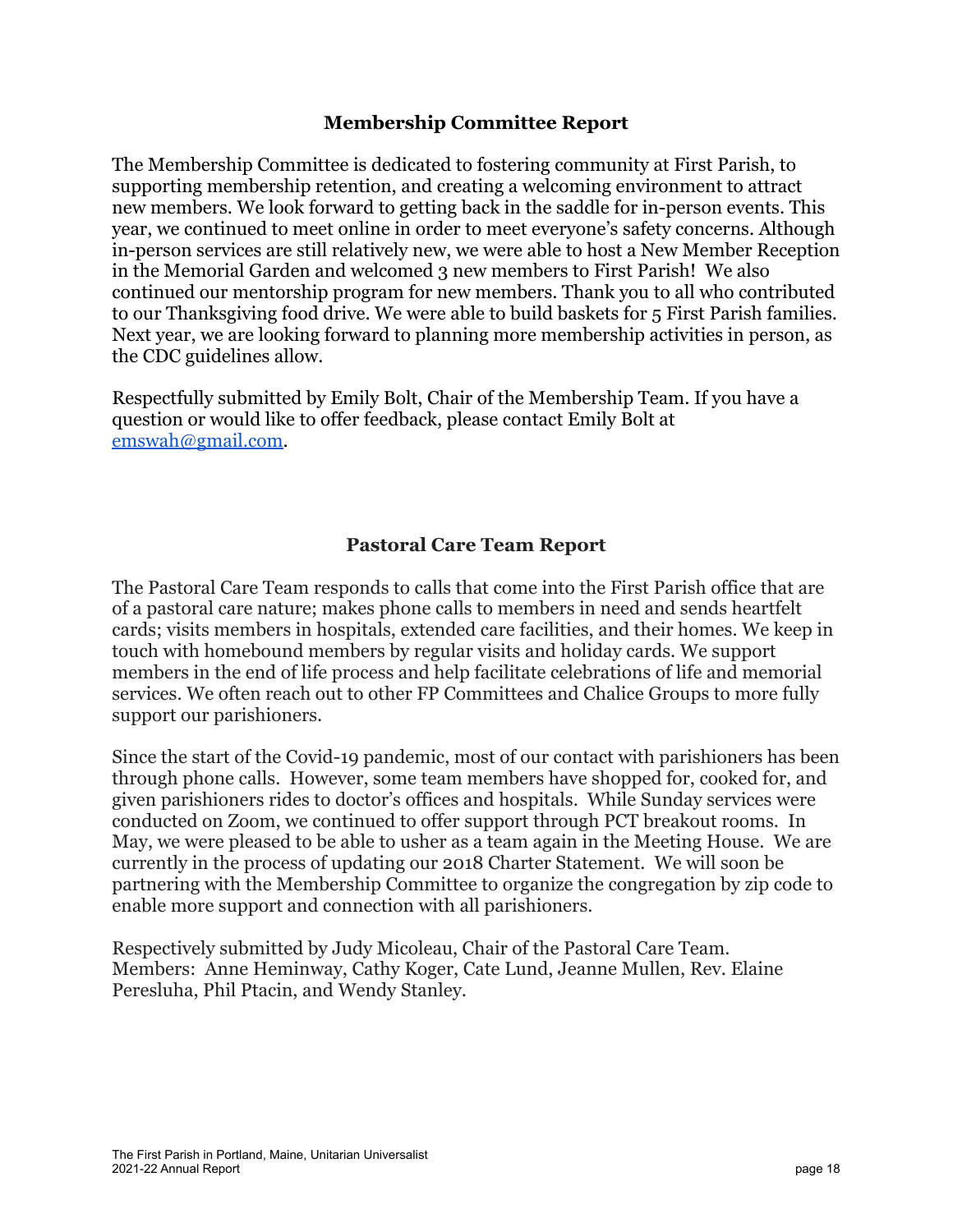## Membership Committee Report

The Membership Committee is dedicated to fostering community at First Parish, to supporting membership retention, and creating a welcoming environment to attract new members. We look forward to getting back in the saddle for in-person events. This year, we continued to meet online in order to meet everyone's safety concerns. Although in-person services are still relatively new, we were able to host a New Member Reception in the Memorial Garden and welcomed 3 new members to First Parish! We also continued our mentorship program for new members. Thank you to all who contributed to our Thanksgiving food drive. We were able to build baskets for 5 First Parish families. Next year, we are looking forward to planning more membership activities in person, as the CDC guidelines allow.

Respectfully submitted by Emily Bolt, Chair of the Membership Team. If you have a question or would like to offer feedback, please contact Emily Bolt at emswah@gmail.com.

## Pastoral Care Team Report

The Pastoral Care Team responds to calls that come into the First Parish office that are of a pastoral care nature; makes phone calls to members in need and sends heartfelt cards; visits members in hospitals, extended care facilities, and their homes. We keep in touch with homebound members by regular visits and holiday cards. We support members in the end of life process and help facilitate celebrations of life and memorial services. We often reach out to other FP Committees and Chalice Groups to more fully support our parishioners.

Since the start of the Covid-19 pandemic, most of our contact with parishioners has been through phone calls. However, some team members have shopped for, cooked for, and given parishioners rides to doctor's offices and hospitals. While Sunday services were conducted on Zoom, we continued to offer support through PCT breakout rooms. In May, we were pleased to be able to usher as a team again in the Meeting House. We are currently in the process of updating our 2018 Charter Statement. We will soon be partnering with the Membership Committee to organize the congregation by zip code to enable more support and connection with all parishioners.

Respectively submitted by Judy Micoleau, Chair of the Pastoral Care Team.
Members: Anne Heminway, Cathy Koger, Cate Lund, Jeanne Mullen, Rev. Elaine Peresluha, Phil Ptacin, and Wendy Stanley.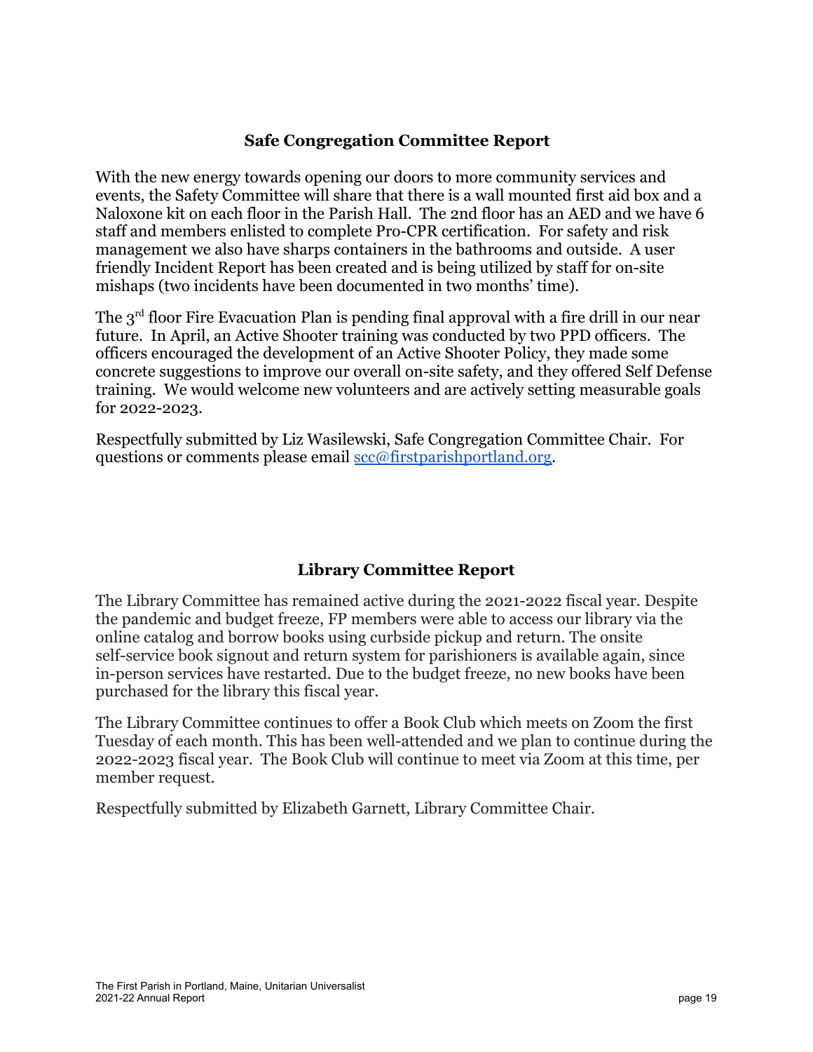## Safe Congregation Committee Report

With the new energy towards opening our doors to more community services and events, the Safety Committee will share that there is a wall mounted first aid box and a Naloxone kit on each floor in the Parish Hall. The 2nd floor has an AED and we have 6 staff and members enlisted to complete Pro-CPR certification. For safety and risk management we also have sharps containers in the bathrooms and outside. A user friendly Incident Report has been created and is being utilized by staff for on-site mishaps (two incidents have been documented in two months' time).

The 3rd floor Fire Evacuation Plan is pending final approval with a fire drill in our near future. In April, an Active Shooter training was conducted by two PPD officers. The officers encouraged the development of an Active Shooter Policy, they made some concrete suggestions to improve our overall on-site safety, and they offered Self Defense training. We would welcome new volunteers and are actively setting measurable goals for 2022-2023.

Respectfully submitted by Liz Wasilewski, Safe Congregation Committee Chair. For questions or comments please email scc@firstparishportland.org.

## Library Committee Report

The Library Committee has remained active during the 2021-2022 fiscal year. Despite the pandemic and budget freeze, FP members were able to access our library via the online catalog and borrow books using curbside pickup and return. The onsite self-service book signout and return system for parishioners is available again, since in-person services have restarted. Due to the budget freeze, no new books have been purchased for the library this fiscal year.

The Library Committee continues to offer a Book Club which meets on Zoom the first Tuesday of each month. This has been well-attended and we plan to continue during the 2022-2023 fiscal year. The Book Club will continue to meet via Zoom at this time, per member request.

Respectfully submitted by Elizabeth Garnett, Library Committee Chair.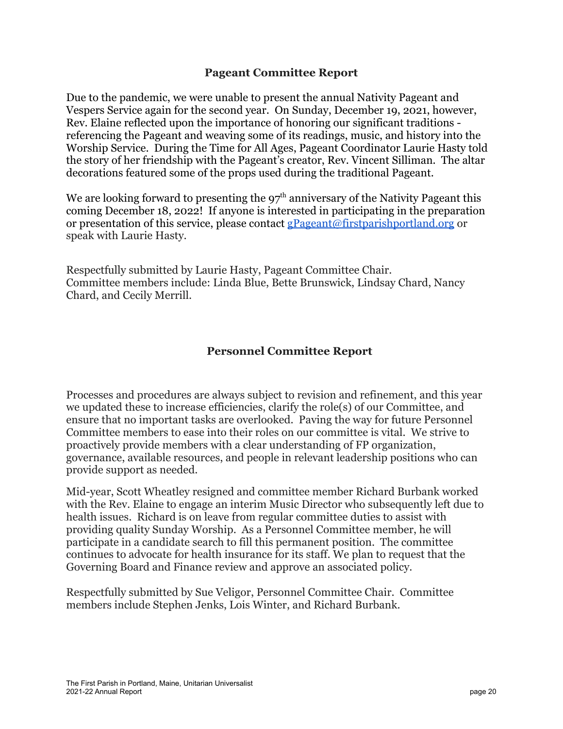## Pageant Committee Report

Due to the pandemic, we were unable to present the annual Nativity Pageant and Vespers Service again for the second year. On Sunday, December 19, 2021, however, Rev. Elaine reflected upon the importance of honoring our significant traditions - referencing the Pageant and weaving some of its readings, music, and history into the Worship Service. During the Time for All Ages, Pageant Coordinator Laurie Hasty told the story of her friendship with the Pageant's creator, Rev. Vincent Silliman. The altar decorations featured some of the props used during the traditional Pageant.

We are looking forward to presenting the 97th anniversary of the Nativity Pageant this coming December 18, 2022! If anyone is interested in participating in the preparation or presentation of this service, please contact gPageant@firstparishportland.org or speak with Laurie Hasty.

Respectfully submitted by Laurie Hasty, Pageant Committee Chair.
Committee members include: Linda Blue, Bette Brunswick, Lindsay Chard, Nancy Chard, and Cecily Merrill.

## Personnel Committee Report

Processes and procedures are always subject to revision and refinement, and this year we updated these to increase efficiencies, clarify the role(s) of our Committee, and ensure that no important tasks are overlooked. Paving the way for future Personnel Committee members to ease into their roles on our committee is vital. We strive to proactively provide members with a clear understanding of FP organization, governance, available resources, and people in relevant leadership positions who can provide support as needed.

Mid-year, Scott Wheatley resigned and committee member Richard Burbank worked with the Rev. Elaine to engage an interim Music Director who subsequently left due to health issues. Richard is on leave from regular committee duties to assist with providing quality Sunday Worship. As a Personnel Committee member, he will participate in a candidate search to fill this permanent position. The committee continues to advocate for health insurance for its staff. We plan to request that the Governing Board and Finance review and approve an associated policy.

Respectfully submitted by Sue Veligor, Personnel Committee Chair. Committee members include Stephen Jenks, Lois Winter, and Richard Burbank.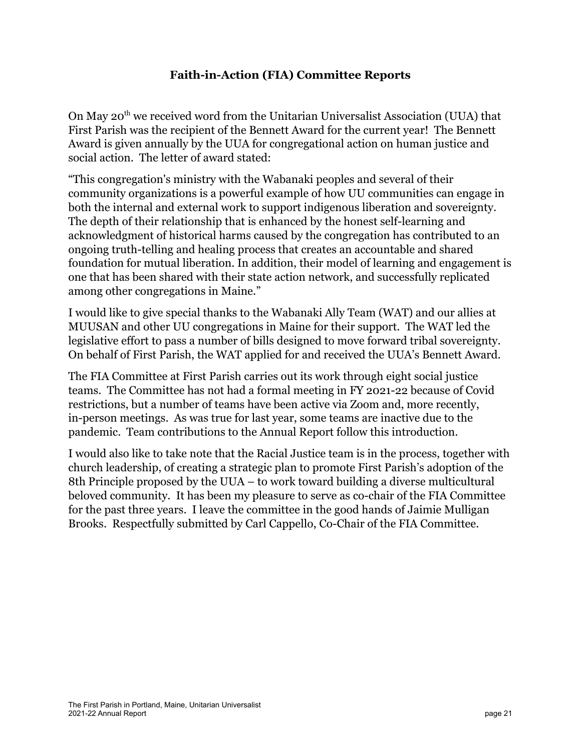# Faith-in-Action (FIA) Committee Reports

On May 20th we received word from the Unitarian Universalist Association (UUA) that First Parish was the recipient of the Bennett Award for the current year! The Bennett Award is given annually by the UUA for congregational action on human justice and social action. The letter of award stated:

"This congregation's ministry with the Wabanaki peoples and several of their community organizations is a powerful example of how UU communities can engage in both the internal and external work to support indigenous liberation and sovereignty. The depth of their relationship that is enhanced by the honest self-learning and acknowledgment of historical harms caused by the congregation has contributed to an ongoing truth-telling and healing process that creates an accountable and shared foundation for mutual liberation. In addition, their model of learning and engagement is one that has been shared with their state action network, and successfully replicated among other congregations in Maine."

I would like to give special thanks to the Wabanaki Ally Team (WAT) and our allies at MUUSAN and other UU congregations in Maine for their support. The WAT led the legislative effort to pass a number of bills designed to move forward tribal sovereignty. On behalf of First Parish, the WAT applied for and received the UUA's Bennett Award.

The FIA Committee at First Parish carries out its work through eight social justice teams. The Committee has not had a formal meeting in FY 2021-22 because of Covid restrictions, but a number of teams have been active via Zoom and, more recently, in-person meetings. As was true for last year, some teams are inactive due to the pandemic. Team contributions to the Annual Report follow this introduction.

I would also like to take note that the Racial Justice team is in the process, together with church leadership, of creating a strategic plan to promote First Parish's adoption of the 8th Principle proposed by the UUA – to work toward building a diverse multicultural beloved community. It has been my pleasure to serve as co-chair of the FIA Committee for the past three years. I leave the committee in the good hands of Jaimie Mulligan Brooks. Respectfully submitted by Carl Cappello, Co-Chair of the FIA Committee.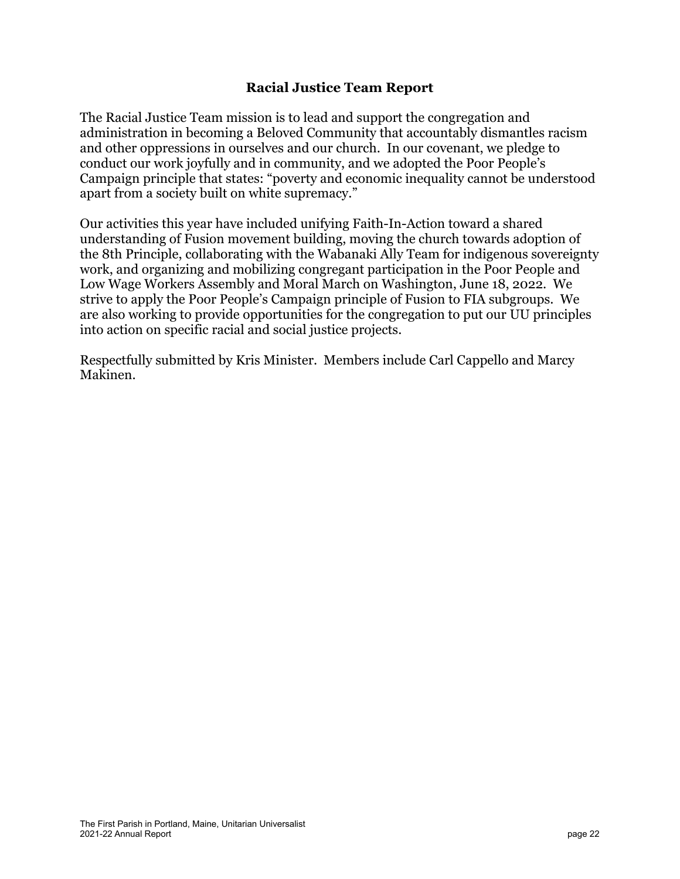## Racial Justice Team Report

The Racial Justice Team mission is to lead and support the congregation and administration in becoming a Beloved Community that accountably dismantles racism and other oppressions in ourselves and our church. In our covenant, we pledge to conduct our work joyfully and in community, and we adopted the Poor People's Campaign principle that states: "poverty and economic inequality cannot be understood apart from a society built on white supremacy."

Our activities this year have included unifying Faith-In-Action toward a shared understanding of Fusion movement building, moving the church towards adoption of the 8th Principle, collaborating with the Wabanaki Ally Team for indigenous sovereignty work, and organizing and mobilizing congregant participation in the Poor People and Low Wage Workers Assembly and Moral March on Washington, June 18, 2022. We strive to apply the Poor People's Campaign principle of Fusion to FIA subgroups. We are also working to provide opportunities for the congregation to put our UU principles into action on specific racial and social justice projects.

Respectfully submitted by Kris Minister. Members include Carl Cappello and Marcy Makinen.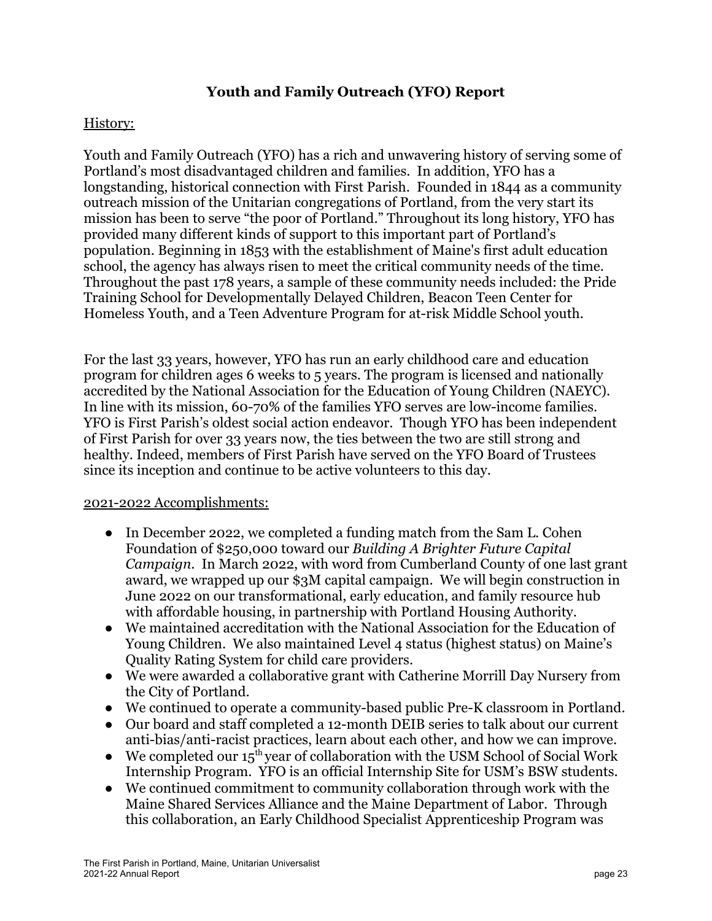## Youth and Family Outreach (YFO) Report

History:

Youth and Family Outreach (YFO) has a rich and unwavering history of serving some of Portland's most disadvantaged children and families. In addition, YFO has a longstanding, historical connection with First Parish. Founded in 1844 as a community outreach mission of the Unitarian congregations of Portland, from the very start its mission has been to serve "the poor of Portland." Throughout its long history, YFO has provided many different kinds of support to this important part of Portland's population. Beginning in 1853 with the establishment of Maine's first adult education school, the agency has always risen to meet the critical community needs of the time. Throughout the past 178 years, a sample of these community needs included: the Pride Training School for Developmentally Delayed Children, Beacon Teen Center for Homeless Youth, and a Teen Adventure Program for at-risk Middle School youth.

For the last 33 years, however, YFO has run an early childhood care and education program for children ages 6 weeks to 5 years. The program is licensed and nationally accredited by the National Association for the Education of Young Children (NAEYC). In line with its mission, 60-70% of the families YFO serves are low-income families. YFO is First Parish's oldest social action endeavor. Though YFO has been independent of First Parish for over 33 years now, the ties between the two are still strong and healthy. Indeed, members of First Parish have served on the YFO Board of Trustees since its inception and continue to be active volunteers to this day.

2021-2022 Accomplishments:

- In December 2022, we completed a funding match from the Sam L. Cohen Foundation of $250,000 toward our *Building A Brighter Future Capital Campaign*. In March 2022, with word from Cumberland County of one last grant award, we wrapped up our $3M capital campaign. We will begin construction in June 2022 on our transformational, early education, and family resource hub with affordable housing, in partnership with Portland Housing Authority.
- We maintained accreditation with the National Association for the Education of Young Children. We also maintained Level 4 status (highest status) on Maine's Quality Rating System for child care providers.
- We were awarded a collaborative grant with Catherine Morrill Day Nursery from the City of Portland.
- We continued to operate a community-based public Pre-K classroom in Portland.
- Our board and staff completed a 12-month DEIB series to talk about our current anti-bias/anti-racist practices, learn about each other, and how we can improve.
- We completed our 15th year of collaboration with the USM School of Social Work Internship Program. YFO is an official Internship Site for USM's BSW students.
- We continued commitment to community collaboration through work with the Maine Shared Services Alliance and the Maine Department of Labor. Through this collaboration, an Early Childhood Specialist Apprenticeship Program was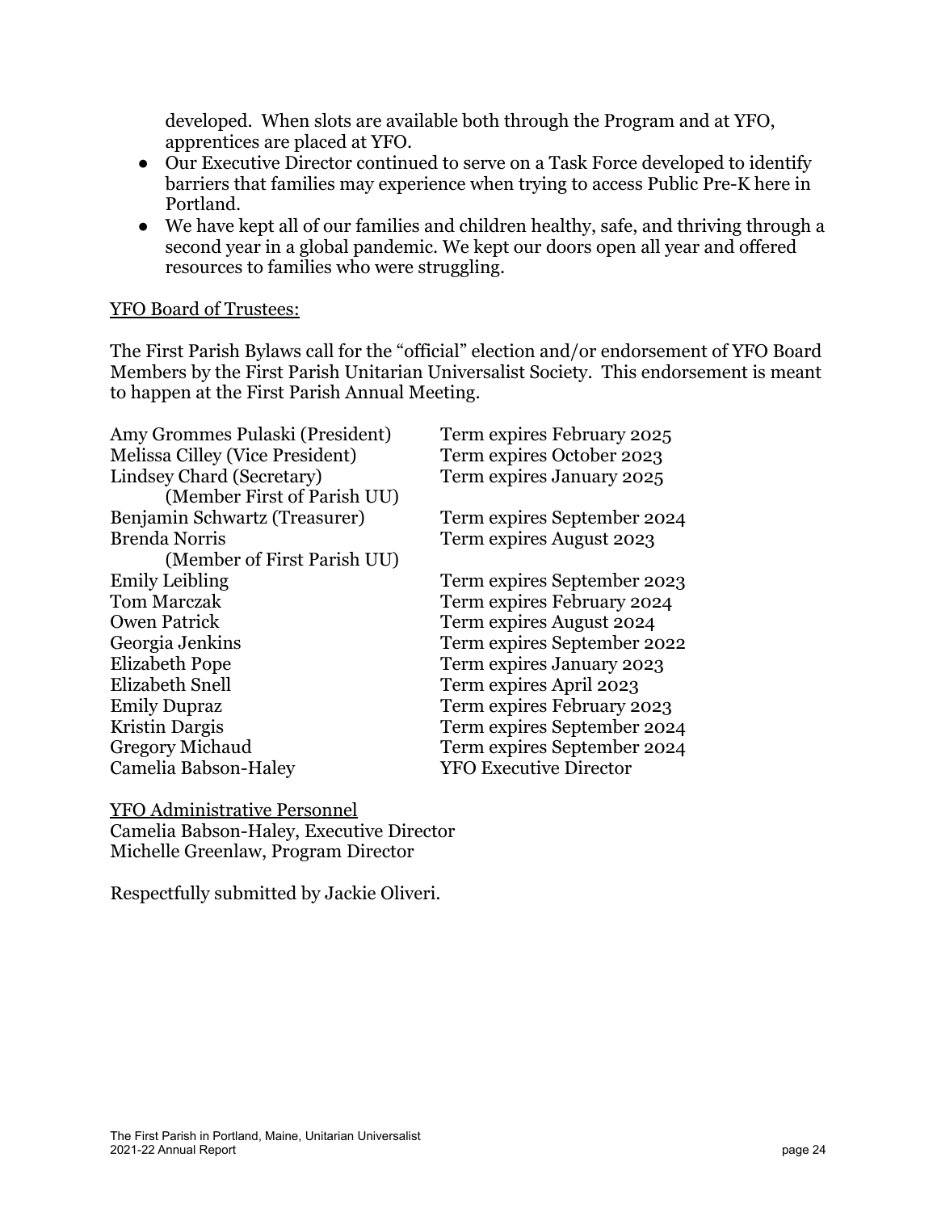developed. When slots are available both through the Program and at YFO, apprentices are placed at YFO.

- Our Executive Director continued to serve on a Task Force developed to identify barriers that families may experience when trying to access Public Pre-K here in Portland.
- We have kept all of our families and children healthy, safe, and thriving through a second year in a global pandemic. We kept our doors open all year and offered resources to families who were struggling.

<u>YFO Board of Trustees:</u>

The First Parish Bylaws call for the "official" election and/or endorsement of YFO Board Members by the First Parish Unitarian Universalist Society. This endorsement is meant to happen at the First Parish Annual Meeting.

| | |
|---|---|
| Amy Grommes Pulaski (President) | Term expires February 2025 |
| Melissa Cilley (Vice President) | Term expires October 2023 |
| Lindsey Chard (Secretary) (Member First of Parish UU) | Term expires January 2025 |
| Benjamin Schwartz (Treasurer) | Term expires September 2024 |
| Brenda Norris (Member of First Parish UU) | Term expires August 2023 |
| Emily Leibling | Term expires September 2023 |
| Tom Marczak | Term expires February 2024 |
| Owen Patrick | Term expires August 2024 |
| Georgia Jenkins | Term expires September 2022 |
| Elizabeth Pope | Term expires January 2023 |
| Elizabeth Snell | Term expires April 2023 |
| Emily Dupraz | Term expires February 2023 |
| Kristin Dargis | Term expires September 2024 |
| Gregory Michaud | Term expires September 2024 |
| Camelia Babson-Haley | YFO Executive Director |

<u>YFO Administrative Personnel</u>
Camelia Babson-Haley, Executive Director
Michelle Greenlaw, Program Director

Respectfully submitted by Jackie Oliveri.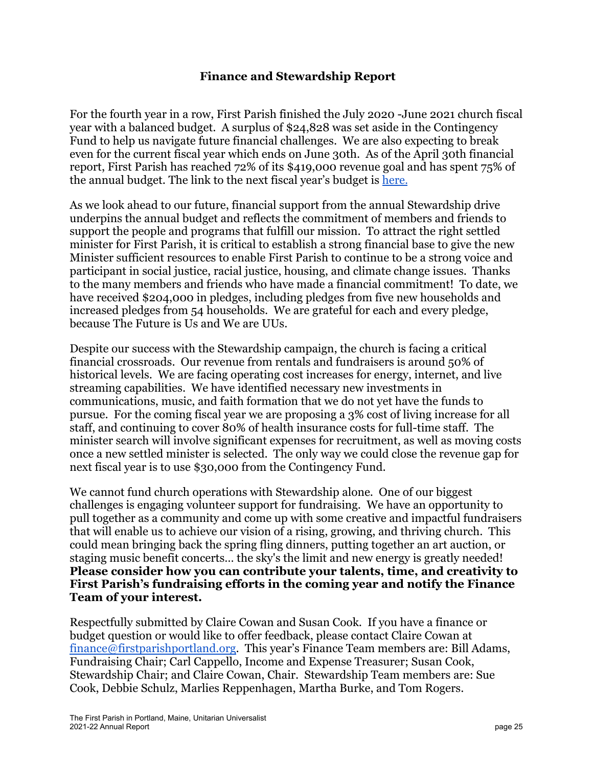## Finance and Stewardship Report

For the fourth year in a row, First Parish finished the July 2020 -June 2021 church fiscal year with a balanced budget. A surplus of $24,828 was set aside in the Contingency Fund to help us navigate future financial challenges. We are also expecting to break even for the current fiscal year which ends on June 30th. As of the April 30th financial report, First Parish has reached 72% of its $419,000 revenue goal and has spent 75% of the annual budget. The link to the next fiscal year's budget is here.

As we look ahead to our future, financial support from the annual Stewardship drive underpins the annual budget and reflects the commitment of members and friends to support the people and programs that fulfill our mission. To attract the right settled minister for First Parish, it is critical to establish a strong financial base to give the new Minister sufficient resources to enable First Parish to continue to be a strong voice and participant in social justice, racial justice, housing, and climate change issues. Thanks to the many members and friends who have made a financial commitment! To date, we have received $204,000 in pledges, including pledges from five new households and increased pledges from 54 households. We are grateful for each and every pledge, because The Future is Us and We are UUs.

Despite our success with the Stewardship campaign, the church is facing a critical financial crossroads. Our revenue from rentals and fundraisers is around 50% of historical levels. We are facing operating cost increases for energy, internet, and live streaming capabilities. We have identified necessary new investments in communications, music, and faith formation that we do not yet have the funds to pursue. For the coming fiscal year we are proposing a 3% cost of living increase for all staff, and continuing to cover 80% of health insurance costs for full-time staff. The minister search will involve significant expenses for recruitment, as well as moving costs once a new settled minister is selected. The only way we could close the revenue gap for next fiscal year is to use $30,000 from the Contingency Fund.

We cannot fund church operations with Stewardship alone. One of our biggest challenges is engaging volunteer support for fundraising. We have an opportunity to pull together as a community and come up with some creative and impactful fundraisers that will enable us to achieve our vision of a rising, growing, and thriving church. This could mean bringing back the spring fling dinners, putting together an art auction, or staging music benefit concerts… the sky's the limit and new energy is greatly needed! **Please consider how you can contribute your talents, time, and creativity to First Parish's fundraising efforts in the coming year and notify the Finance Team of your interest.**

Respectfully submitted by Claire Cowan and Susan Cook. If you have a finance or budget question or would like to offer feedback, please contact Claire Cowan at finance@firstparishportland.org. This year's Finance Team members are: Bill Adams, Fundraising Chair; Carl Cappello, Income and Expense Treasurer; Susan Cook, Stewardship Chair; and Claire Cowan, Chair. Stewardship Team members are: Sue Cook, Debbie Schulz, Marlies Reppenhagen, Martha Burke, and Tom Rogers.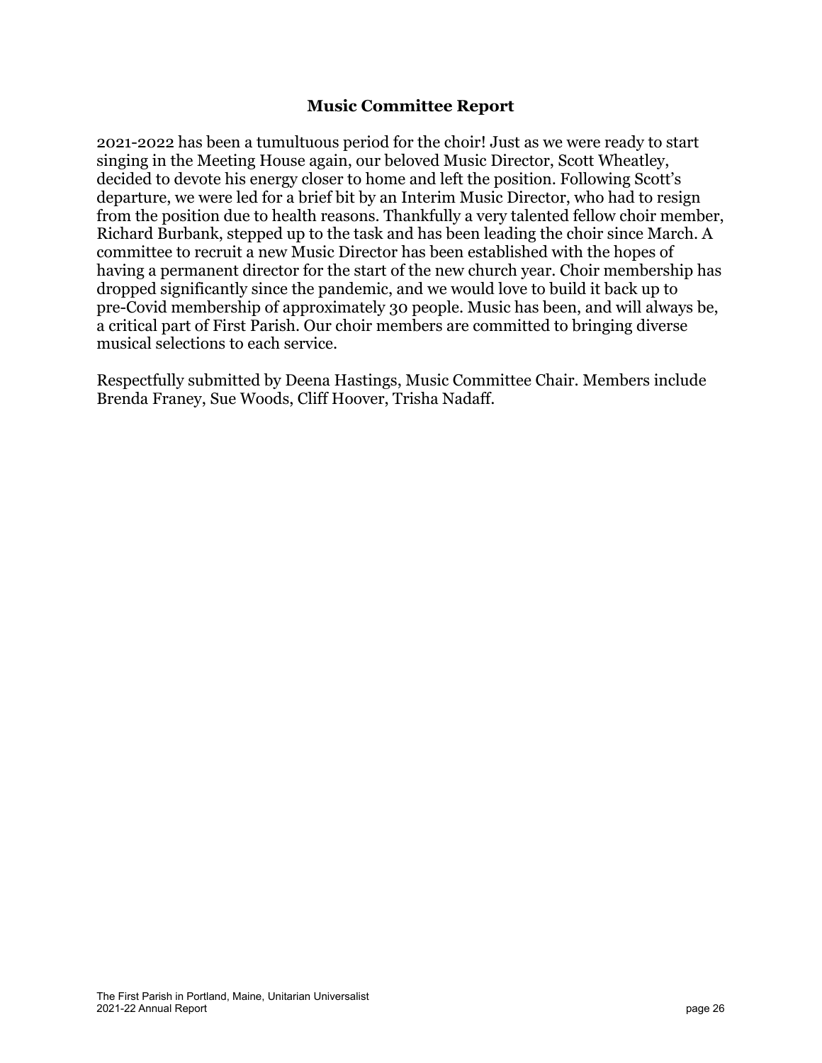## Music Committee Report

2021-2022 has been a tumultuous period for the choir! Just as we were ready to start singing in the Meeting House again, our beloved Music Director, Scott Wheatley, decided to devote his energy closer to home and left the position. Following Scott's departure, we were led for a brief bit by an Interim Music Director, who had to resign from the position due to health reasons. Thankfully a very talented fellow choir member, Richard Burbank, stepped up to the task and has been leading the choir since March. A committee to recruit a new Music Director has been established with the hopes of having a permanent director for the start of the new church year. Choir membership has dropped significantly since the pandemic, and we would love to build it back up to pre-Covid membership of approximately 30 people. Music has been, and will always be, a critical part of First Parish. Our choir members are committed to bringing diverse musical selections to each service.

Respectfully submitted by Deena Hastings, Music Committee Chair. Members include Brenda Franey, Sue Woods, Cliff Hoover, Trisha Nadaff.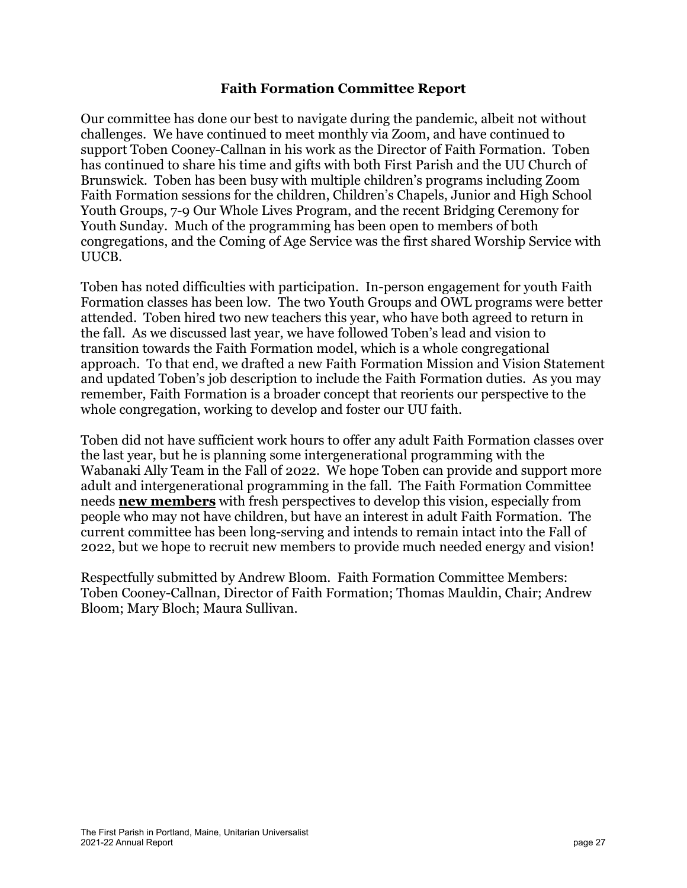## Faith Formation Committee Report

Our committee has done our best to navigate during the pandemic, albeit not without challenges. We have continued to meet monthly via Zoom, and have continued to support Toben Cooney-Callnan in his work as the Director of Faith Formation. Toben has continued to share his time and gifts with both First Parish and the UU Church of Brunswick. Toben has been busy with multiple children's programs including Zoom Faith Formation sessions for the children, Children's Chapels, Junior and High School Youth Groups, 7-9 Our Whole Lives Program, and the recent Bridging Ceremony for Youth Sunday. Much of the programming has been open to members of both congregations, and the Coming of Age Service was the first shared Worship Service with UUCB.

Toben has noted difficulties with participation. In-person engagement for youth Faith Formation classes has been low. The two Youth Groups and OWL programs were better attended. Toben hired two new teachers this year, who have both agreed to return in the fall. As we discussed last year, we have followed Toben's lead and vision to transition towards the Faith Formation model, which is a whole congregational approach. To that end, we drafted a new Faith Formation Mission and Vision Statement and updated Toben's job description to include the Faith Formation duties. As you may remember, Faith Formation is a broader concept that reorients our perspective to the whole congregation, working to develop and foster our UU faith.

Toben did not have sufficient work hours to offer any adult Faith Formation classes over the last year, but he is planning some intergenerational programming with the Wabanaki Ally Team in the Fall of 2022. We hope Toben can provide and support more adult and intergenerational programming in the fall. The Faith Formation Committee needs **new members** with fresh perspectives to develop this vision, especially from people who may not have children, but have an interest in adult Faith Formation. The current committee has been long-serving and intends to remain intact into the Fall of 2022, but we hope to recruit new members to provide much needed energy and vision!

Respectfully submitted by Andrew Bloom. Faith Formation Committee Members: Toben Cooney-Callnan, Director of Faith Formation; Thomas Mauldin, Chair; Andrew Bloom; Mary Bloch; Maura Sullivan.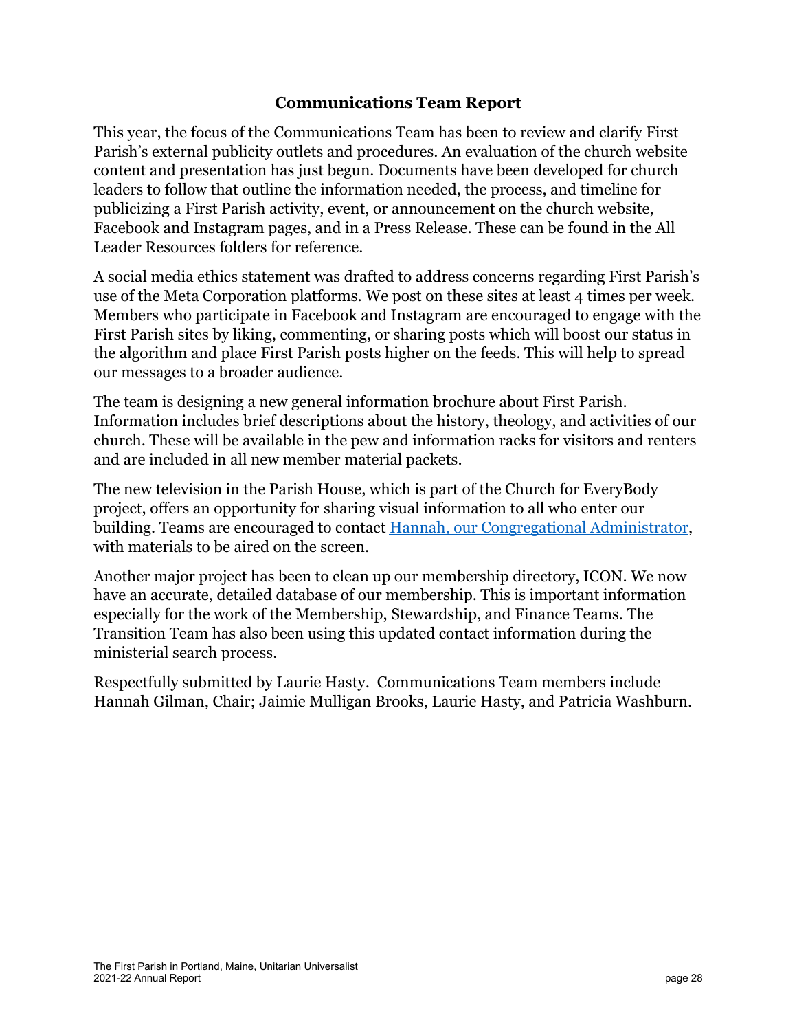## Communications Team Report

This year, the focus of the Communications Team has been to review and clarify First Parish's external publicity outlets and procedures. An evaluation of the church website content and presentation has just begun. Documents have been developed for church leaders to follow that outline the information needed, the process, and timeline for publicizing a First Parish activity, event, or announcement on the church website, Facebook and Instagram pages, and in a Press Release. These can be found in the All Leader Resources folders for reference.

A social media ethics statement was drafted to address concerns regarding First Parish's use of the Meta Corporation platforms. We post on these sites at least 4 times per week. Members who participate in Facebook and Instagram are encouraged to engage with the First Parish sites by liking, commenting, or sharing posts which will boost our status in the algorithm and place First Parish posts higher on the feeds. This will help to spread our messages to a broader audience.

The team is designing a new general information brochure about First Parish. Information includes brief descriptions about the history, theology, and activities of our church. These will be available in the pew and information racks for visitors and renters and are included in all new member material packets.

The new television in the Parish House, which is part of the Church for EveryBody project, offers an opportunity for sharing visual information to all who enter our building. Teams are encouraged to contact Hannah, our Congregational Administrator, with materials to be aired on the screen.

Another major project has been to clean up our membership directory, ICON. We now have an accurate, detailed database of our membership. This is important information especially for the work of the Membership, Stewardship, and Finance Teams. The Transition Team has also been using this updated contact information during the ministerial search process.

Respectfully submitted by Laurie Hasty. Communications Team members include Hannah Gilman, Chair; Jaimie Mulligan Brooks, Laurie Hasty, and Patricia Washburn.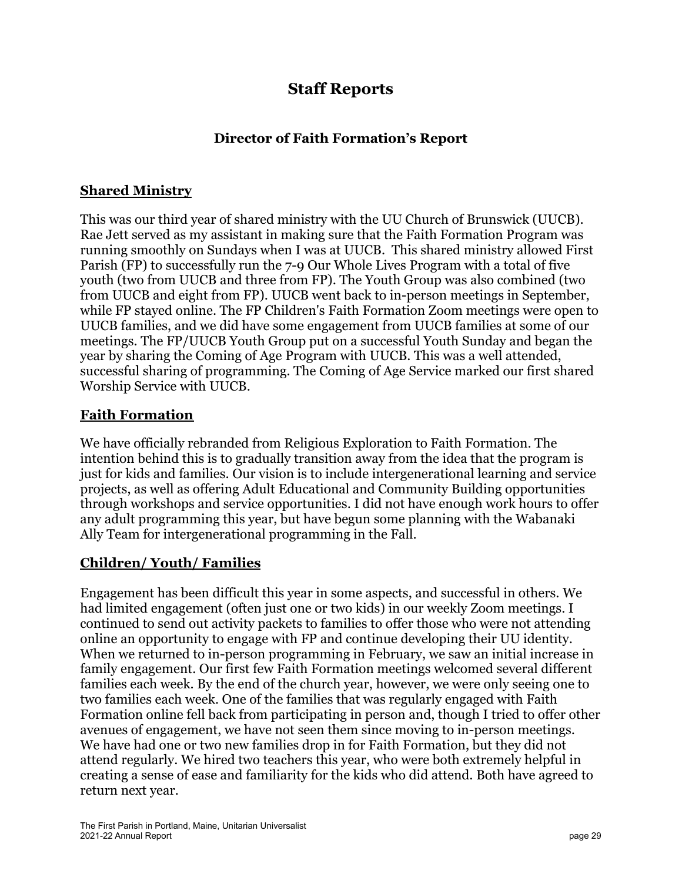# Staff Reports

## Director of Faith Formation's Report

### Shared Ministry

This was our third year of shared ministry with the UU Church of Brunswick (UUCB). Rae Jett served as my assistant in making sure that the Faith Formation Program was running smoothly on Sundays when I was at UUCB. This shared ministry allowed First Parish (FP) to successfully run the 7-9 Our Whole Lives Program with a total of five youth (two from UUCB and three from FP). The Youth Group was also combined (two from UUCB and eight from FP). UUCB went back to in-person meetings in September, while FP stayed online. The FP Children's Faith Formation Zoom meetings were open to UUCB families, and we did have some engagement from UUCB families at some of our meetings. The FP/UUCB Youth Group put on a successful Youth Sunday and began the year by sharing the Coming of Age Program with UUCB. This was a well attended, successful sharing of programming. The Coming of Age Service marked our first shared Worship Service with UUCB.

### Faith Formation

We have officially rebranded from Religious Exploration to Faith Formation. The intention behind this is to gradually transition away from the idea that the program is just for kids and families. Our vision is to include intergenerational learning and service projects, as well as offering Adult Educational and Community Building opportunities through workshops and service opportunities. I did not have enough work hours to offer any adult programming this year, but have begun some planning with the Wabanaki Ally Team for intergenerational programming in the Fall.

### Children/ Youth/ Families

Engagement has been difficult this year in some aspects, and successful in others. We had limited engagement (often just one or two kids) in our weekly Zoom meetings. I continued to send out activity packets to families to offer those who were not attending online an opportunity to engage with FP and continue developing their UU identity. When we returned to in-person programming in February, we saw an initial increase in family engagement. Our first few Faith Formation meetings welcomed several different families each week. By the end of the church year, however, we were only seeing one to two families each week. One of the families that was regularly engaged with Faith Formation online fell back from participating in person and, though I tried to offer other avenues of engagement, we have not seen them since moving to in-person meetings. We have had one or two new families drop in for Faith Formation, but they did not attend regularly. We hired two teachers this year, who were both extremely helpful in creating a sense of ease and familiarity for the kids who did attend. Both have agreed to return next year.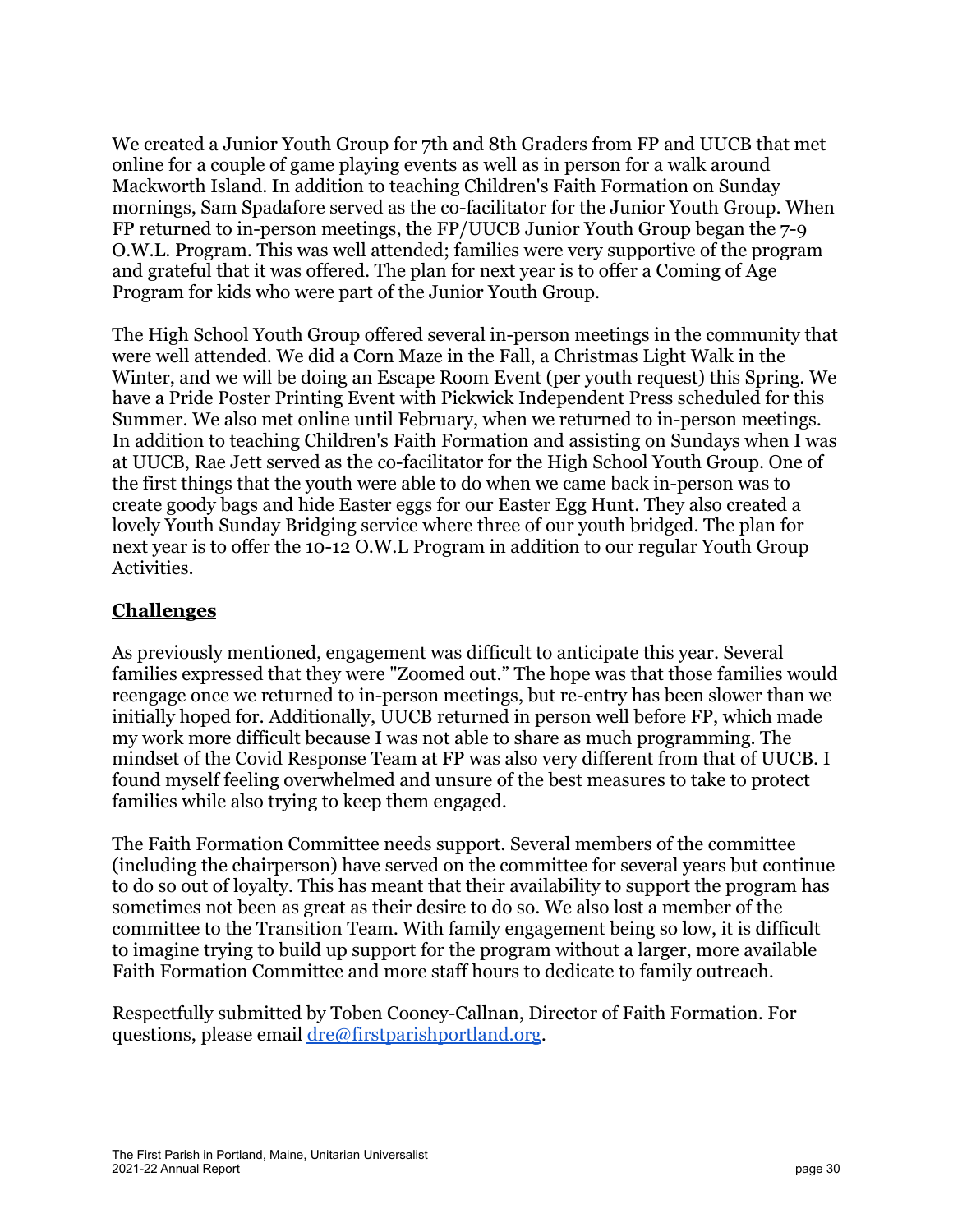We created a Junior Youth Group for 7th and 8th Graders from FP and UUCB that met online for a couple of game playing events as well as in person for a walk around Mackworth Island. In addition to teaching Children's Faith Formation on Sunday mornings, Sam Spadafore served as the co-facilitator for the Junior Youth Group. When FP returned to in-person meetings, the FP/UUCB Junior Youth Group began the 7-9 O.W.L. Program. This was well attended; families were very supportive of the program and grateful that it was offered. The plan for next year is to offer a Coming of Age Program for kids who were part of the Junior Youth Group.

The High School Youth Group offered several in-person meetings in the community that were well attended. We did a Corn Maze in the Fall, a Christmas Light Walk in the Winter, and we will be doing an Escape Room Event (per youth request) this Spring. We have a Pride Poster Printing Event with Pickwick Independent Press scheduled for this Summer. We also met online until February, when we returned to in-person meetings. In addition to teaching Children's Faith Formation and assisting on Sundays when I was at UUCB, Rae Jett served as the co-facilitator for the High School Youth Group. One of the first things that the youth were able to do when we came back in-person was to create goody bags and hide Easter eggs for our Easter Egg Hunt. They also created a lovely Youth Sunday Bridging service where three of our youth bridged. The plan for next year is to offer the 10-12 O.W.L Program in addition to our regular Youth Group Activities.

## **Challenges**

As previously mentioned, engagement was difficult to anticipate this year. Several families expressed that they were "Zoomed out." The hope was that those families would reengage once we returned to in-person meetings, but re-entry has been slower than we initially hoped for. Additionally, UUCB returned in person well before FP, which made my work more difficult because I was not able to share as much programming. The mindset of the Covid Response Team at FP was also very different from that of UUCB. I found myself feeling overwhelmed and unsure of the best measures to take to protect families while also trying to keep them engaged.

The Faith Formation Committee needs support. Several members of the committee (including the chairperson) have served on the committee for several years but continue to do so out of loyalty. This has meant that their availability to support the program has sometimes not been as great as their desire to do so. We also lost a member of the committee to the Transition Team. With family engagement being so low, it is difficult to imagine trying to build up support for the program without a larger, more available Faith Formation Committee and more staff hours to dedicate to family outreach.

Respectfully submitted by Toben Cooney-Callnan, Director of Faith Formation. For questions, please email [dre@firstparishportland.org](mailto:dre@firstparishportland.org).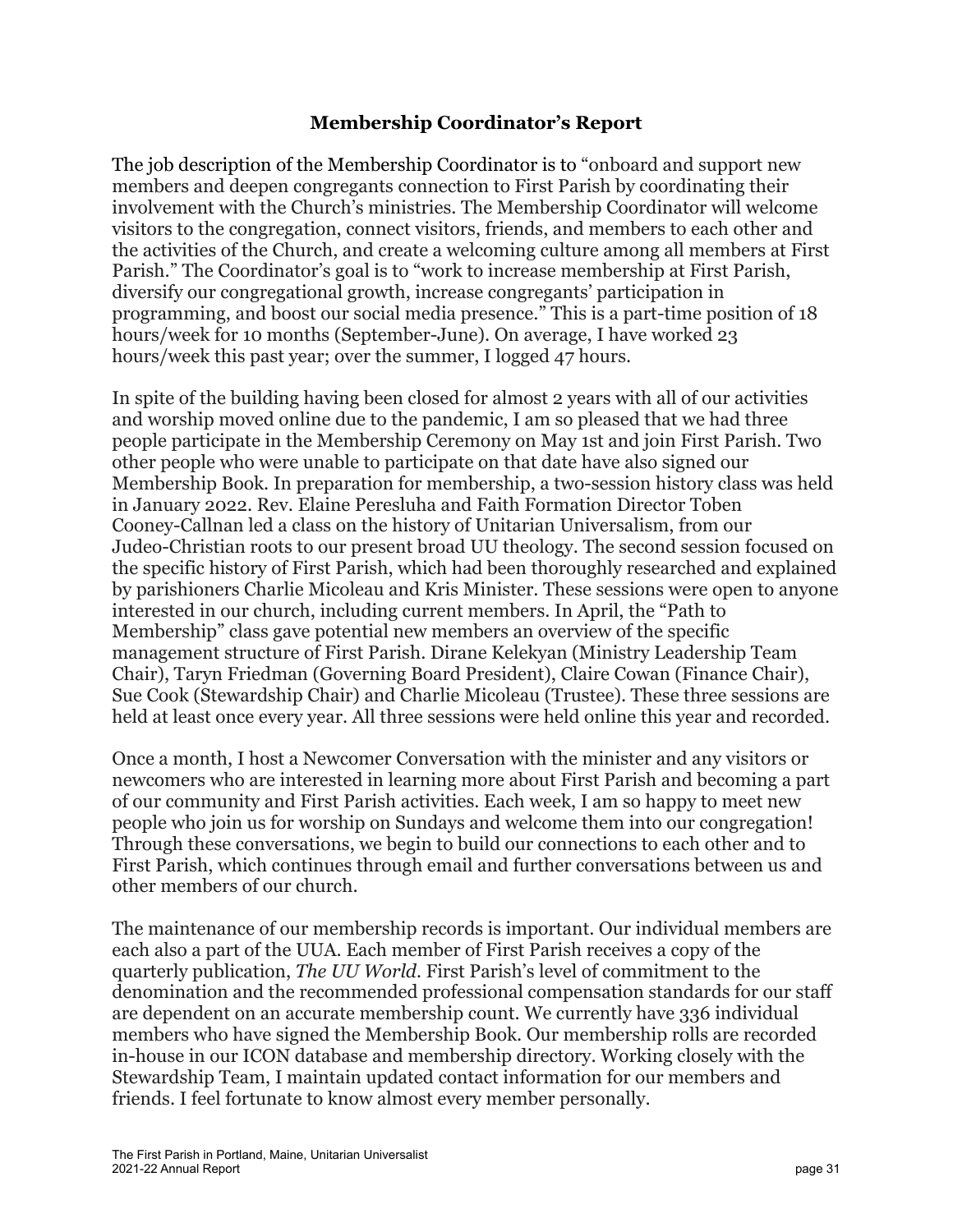## Membership Coordinator's Report

The job description of the Membership Coordinator is to "onboard and support new members and deepen congregants connection to First Parish by coordinating their involvement with the Church's ministries. The Membership Coordinator will welcome visitors to the congregation, connect visitors, friends, and members to each other and the activities of the Church, and create a welcoming culture among all members at First Parish." The Coordinator's goal is to "work to increase membership at First Parish, diversify our congregational growth, increase congregants' participation in programming, and boost our social media presence." This is a part-time position of 18 hours/week for 10 months (September-June). On average, I have worked 23 hours/week this past year; over the summer, I logged 47 hours.

In spite of the building having been closed for almost 2 years with all of our activities and worship moved online due to the pandemic, I am so pleased that we had three people participate in the Membership Ceremony on May 1st and join First Parish. Two other people who were unable to participate on that date have also signed our Membership Book. In preparation for membership, a two-session history class was held in January 2022. Rev. Elaine Peresluha and Faith Formation Director Toben Cooney-Callnan led a class on the history of Unitarian Universalism, from our Judeo-Christian roots to our present broad UU theology. The second session focused on the specific history of First Parish, which had been thoroughly researched and explained by parishioners Charlie Micoleau and Kris Minister. These sessions were open to anyone interested in our church, including current members. In April, the "Path to Membership" class gave potential new members an overview of the specific management structure of First Parish. Dirane Kelekyan (Ministry Leadership Team Chair), Taryn Friedman (Governing Board President), Claire Cowan (Finance Chair), Sue Cook (Stewardship Chair) and Charlie Micoleau (Trustee). These three sessions are held at least once every year. All three sessions were held online this year and recorded.

Once a month, I host a Newcomer Conversation with the minister and any visitors or newcomers who are interested in learning more about First Parish and becoming a part of our community and First Parish activities. Each week, I am so happy to meet new people who join us for worship on Sundays and welcome them into our congregation! Through these conversations, we begin to build our connections to each other and to First Parish, which continues through email and further conversations between us and other members of our church.

The maintenance of our membership records is important. Our individual members are each also a part of the UUA. Each member of First Parish receives a copy of the quarterly publication, *The UU World*. First Parish's level of commitment to the denomination and the recommended professional compensation standards for our staff are dependent on an accurate membership count. We currently have 336 individual members who have signed the Membership Book. Our membership rolls are recorded in-house in our ICON database and membership directory. Working closely with the Stewardship Team, I maintain updated contact information for our members and friends. I feel fortunate to know almost every member personally.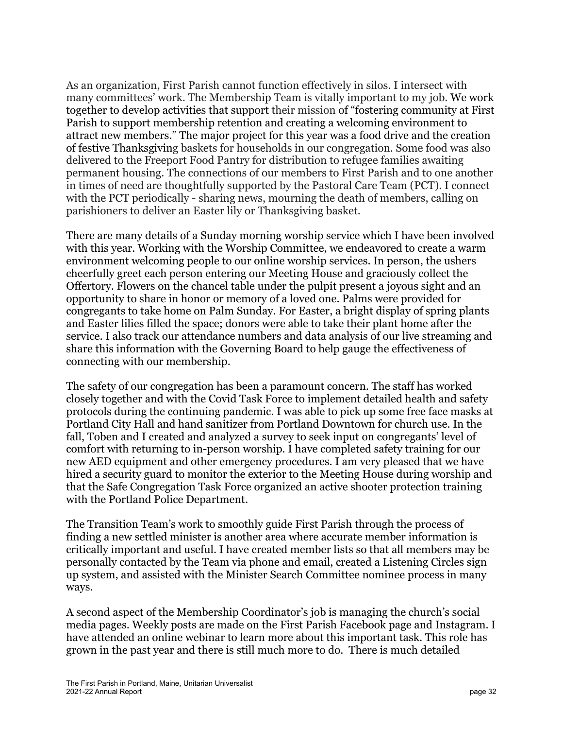As an organization, First Parish cannot function effectively in silos. I intersect with many committees' work. The Membership Team is vitally important to my job. We work together to develop activities that support their mission of "fostering community at First Parish to support membership retention and creating a welcoming environment to attract new members." The major project for this year was a food drive and the creation of festive Thanksgiving baskets for households in our congregation. Some food was also delivered to the Freeport Food Pantry for distribution to refugee families awaiting permanent housing. The connections of our members to First Parish and to one another in times of need are thoughtfully supported by the Pastoral Care Team (PCT). I connect with the PCT periodically - sharing news, mourning the death of members, calling on parishioners to deliver an Easter lily or Thanksgiving basket.

There are many details of a Sunday morning worship service which I have been involved with this year. Working with the Worship Committee, we endeavored to create a warm environment welcoming people to our online worship services. In person, the ushers cheerfully greet each person entering our Meeting House and graciously collect the Offertory. Flowers on the chancel table under the pulpit present a joyous sight and an opportunity to share in honor or memory of a loved one. Palms were provided for congregants to take home on Palm Sunday. For Easter, a bright display of spring plants and Easter lilies filled the space; donors were able to take their plant home after the service. I also track our attendance numbers and data analysis of our live streaming and share this information with the Governing Board to help gauge the effectiveness of connecting with our membership.

The safety of our congregation has been a paramount concern. The staff has worked closely together and with the Covid Task Force to implement detailed health and safety protocols during the continuing pandemic. I was able to pick up some free face masks at Portland City Hall and hand sanitizer from Portland Downtown for church use. In the fall, Toben and I created and analyzed a survey to seek input on congregants' level of comfort with returning to in-person worship. I have completed safety training for our new AED equipment and other emergency procedures. I am very pleased that we have hired a security guard to monitor the exterior to the Meeting House during worship and that the Safe Congregation Task Force organized an active shooter protection training with the Portland Police Department.

The Transition Team's work to smoothly guide First Parish through the process of finding a new settled minister is another area where accurate member information is critically important and useful. I have created member lists so that all members may be personally contacted by the Team via phone and email, created a Listening Circles sign up system, and assisted with the Minister Search Committee nominee process in many ways.

A second aspect of the Membership Coordinator's job is managing the church's social media pages. Weekly posts are made on the First Parish Facebook page and Instagram. I have attended an online webinar to learn more about this important task. This role has grown in the past year and there is still much more to do. There is much detailed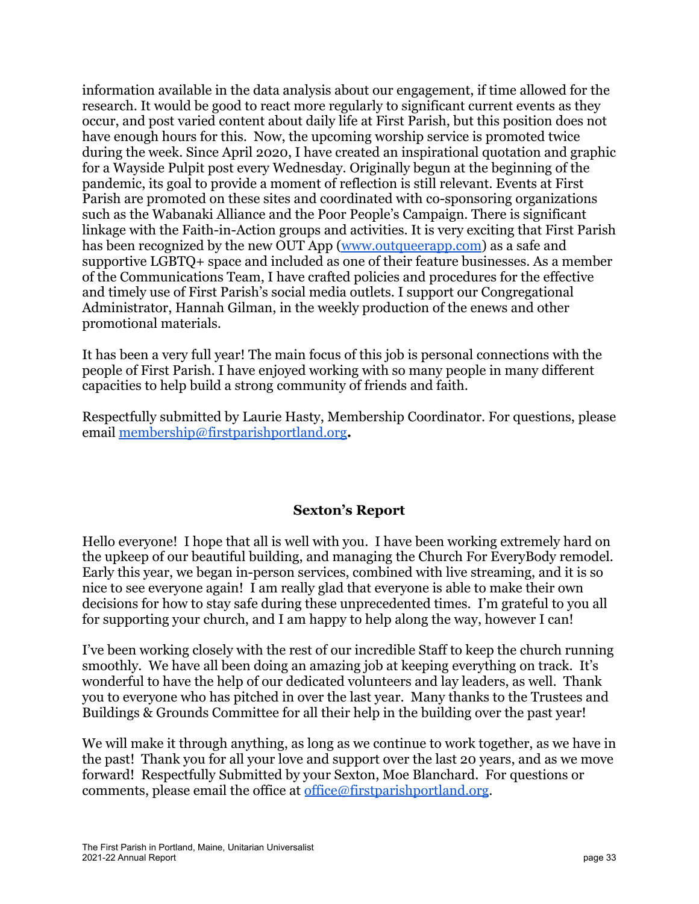information available in the data analysis about our engagement, if time allowed for the research. It would be good to react more regularly to significant current events as they occur, and post varied content about daily life at First Parish, but this position does not have enough hours for this.  Now, the upcoming worship service is promoted twice during the week. Since April 2020, I have created an inspirational quotation and graphic for a Wayside Pulpit post every Wednesday. Originally begun at the beginning of the pandemic, its goal to provide a moment of reflection is still relevant. Events at First Parish are promoted on these sites and coordinated with co-sponsoring organizations such as the Wabanaki Alliance and the Poor People's Campaign. There is significant linkage with the Faith-in-Action groups and activities. It is very exciting that First Parish has been recognized by the new OUT App (www.outqueerapp.com) as a safe and supportive LGBTQ+ space and included as one of their feature businesses. As a member of the Communications Team, I have crafted policies and procedures for the effective and timely use of First Parish's social media outlets. I support our Congregational Administrator, Hannah Gilman, in the weekly production of the enews and other promotional materials.

It has been a very full year! The main focus of this job is personal connections with the people of First Parish. I have enjoyed working with so many people in many different capacities to help build a strong community of friends and faith.

Respectfully submitted by Laurie Hasty, Membership Coordinator. For questions, please email membership@firstparishportland.org.

## Sexton's Report

Hello everyone!  I hope that all is well with you.  I have been working extremely hard on the upkeep of our beautiful building, and managing the Church For EveryBody remodel. Early this year, we began in-person services, combined with live streaming, and it is so nice to see everyone again!  I am really glad that everyone is able to make their own decisions for how to stay safe during these unprecedented times.  I'm grateful to you all for supporting your church, and I am happy to help along the way, however I can!

I've been working closely with the rest of our incredible Staff to keep the church running smoothly.  We have all been doing an amazing job at keeping everything on track.  It's wonderful to have the help of our dedicated volunteers and lay leaders, as well.  Thank you to everyone who has pitched in over the last year.  Many thanks to the Trustees and Buildings & Grounds Committee for all their help in the building over the past year!

We will make it through anything, as long as we continue to work together, as we have in the past!  Thank you for all your love and support over the last 20 years, and as we move forward!  Respectfully Submitted by your Sexton, Moe Blanchard.  For questions or comments, please email the office at office@firstparishportland.org.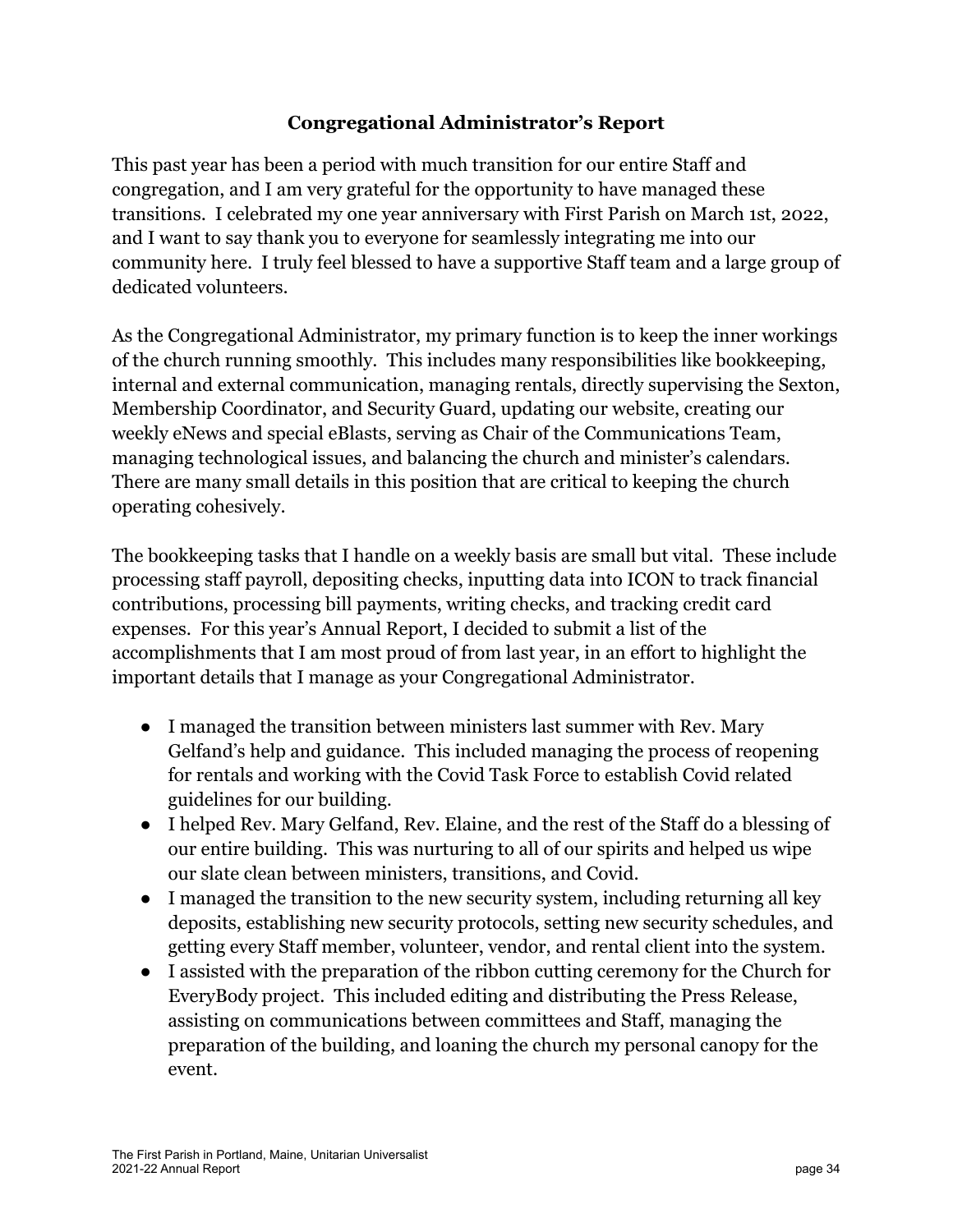## Congregational Administrator's Report

This past year has been a period with much transition for our entire Staff and congregation, and I am very grateful for the opportunity to have managed these transitions. I celebrated my one year anniversary with First Parish on March 1st, 2022, and I want to say thank you to everyone for seamlessly integrating me into our community here. I truly feel blessed to have a supportive Staff team and a large group of dedicated volunteers.

As the Congregational Administrator, my primary function is to keep the inner workings of the church running smoothly. This includes many responsibilities like bookkeeping, internal and external communication, managing rentals, directly supervising the Sexton, Membership Coordinator, and Security Guard, updating our website, creating our weekly eNews and special eBlasts, serving as Chair of the Communications Team, managing technological issues, and balancing the church and minister's calendars. There are many small details in this position that are critical to keeping the church operating cohesively.

The bookkeeping tasks that I handle on a weekly basis are small but vital. These include processing staff payroll, depositing checks, inputting data into ICON to track financial contributions, processing bill payments, writing checks, and tracking credit card expenses. For this year's Annual Report, I decided to submit a list of the accomplishments that I am most proud of from last year, in an effort to highlight the important details that I manage as your Congregational Administrator.

- I managed the transition between ministers last summer with Rev. Mary Gelfand's help and guidance. This included managing the process of reopening for rentals and working with the Covid Task Force to establish Covid related guidelines for our building.
- I helped Rev. Mary Gelfand, Rev. Elaine, and the rest of the Staff do a blessing of our entire building. This was nurturing to all of our spirits and helped us wipe our slate clean between ministers, transitions, and Covid.
- I managed the transition to the new security system, including returning all key deposits, establishing new security protocols, setting new security schedules, and getting every Staff member, volunteer, vendor, and rental client into the system.
- I assisted with the preparation of the ribbon cutting ceremony for the Church for EveryBody project. This included editing and distributing the Press Release, assisting on communications between committees and Staff, managing the preparation of the building, and loaning the church my personal canopy for the event.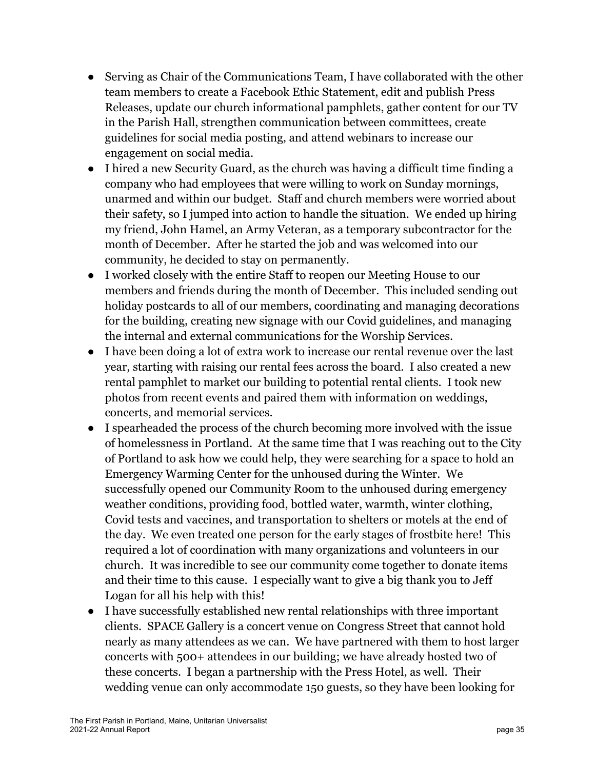- Serving as Chair of the Communications Team, I have collaborated with the other team members to create a Facebook Ethic Statement, edit and publish Press Releases, update our church informational pamphlets, gather content for our TV in the Parish Hall, strengthen communication between committees, create guidelines for social media posting, and attend webinars to increase our engagement on social media.
- I hired a new Security Guard, as the church was having a difficult time finding a company who had employees that were willing to work on Sunday mornings, unarmed and within our budget. Staff and church members were worried about their safety, so I jumped into action to handle the situation. We ended up hiring my friend, John Hamel, an Army Veteran, as a temporary subcontractor for the month of December. After he started the job and was welcomed into our community, he decided to stay on permanently.
- I worked closely with the entire Staff to reopen our Meeting House to our members and friends during the month of December. This included sending out holiday postcards to all of our members, coordinating and managing decorations for the building, creating new signage with our Covid guidelines, and managing the internal and external communications for the Worship Services.
- I have been doing a lot of extra work to increase our rental revenue over the last year, starting with raising our rental fees across the board. I also created a new rental pamphlet to market our building to potential rental clients. I took new photos from recent events and paired them with information on weddings, concerts, and memorial services.
- I spearheaded the process of the church becoming more involved with the issue of homelessness in Portland. At the same time that I was reaching out to the City of Portland to ask how we could help, they were searching for a space to hold an Emergency Warming Center for the unhoused during the Winter. We successfully opened our Community Room to the unhoused during emergency weather conditions, providing food, bottled water, warmth, winter clothing, Covid tests and vaccines, and transportation to shelters or motels at the end of the day. We even treated one person for the early stages of frostbite here! This required a lot of coordination with many organizations and volunteers in our church. It was incredible to see our community come together to donate items and their time to this cause. I especially want to give a big thank you to Jeff Logan for all his help with this!
- I have successfully established new rental relationships with three important clients. SPACE Gallery is a concert venue on Congress Street that cannot hold nearly as many attendees as we can. We have partnered with them to host larger concerts with 500+ attendees in our building; we have already hosted two of these concerts. I began a partnership with the Press Hotel, as well. Their wedding venue can only accommodate 150 guests, so they have been looking for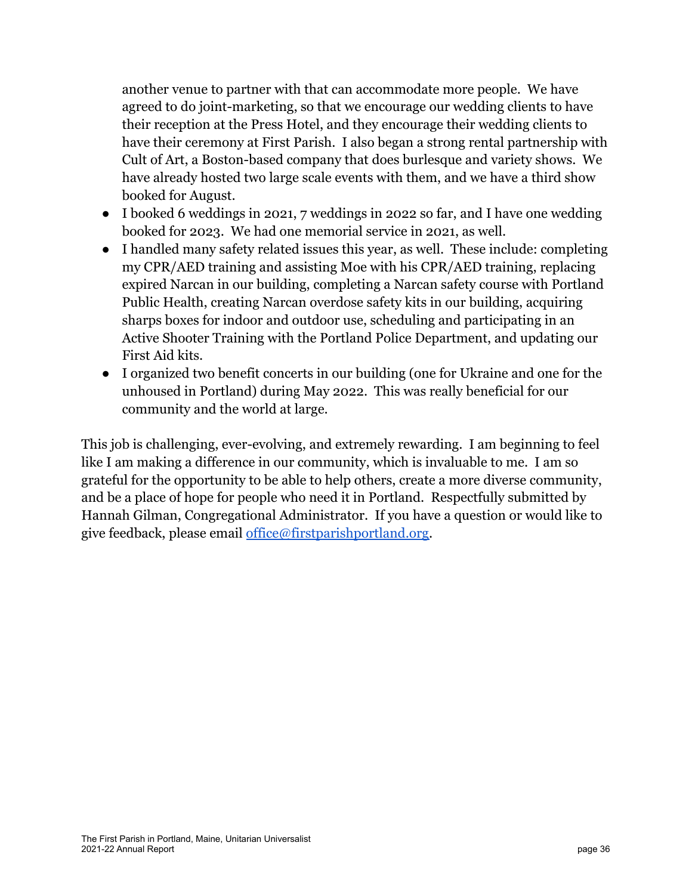another venue to partner with that can accommodate more people. We have agreed to do joint-marketing, so that we encourage our wedding clients to have their reception at the Press Hotel, and they encourage their wedding clients to have their ceremony at First Parish. I also began a strong rental partnership with Cult of Art, a Boston-based company that does burlesque and variety shows. We have already hosted two large scale events with them, and we have a third show booked for August.

- I booked 6 weddings in 2021, 7 weddings in 2022 so far, and I have one wedding booked for 2023. We had one memorial service in 2021, as well.
- I handled many safety related issues this year, as well. These include: completing my CPR/AED training and assisting Moe with his CPR/AED training, replacing expired Narcan in our building, completing a Narcan safety course with Portland Public Health, creating Narcan overdose safety kits in our building, acquiring sharps boxes for indoor and outdoor use, scheduling and participating in an Active Shooter Training with the Portland Police Department, and updating our First Aid kits.
- I organized two benefit concerts in our building (one for Ukraine and one for the unhoused in Portland) during May 2022. This was really beneficial for our community and the world at large.

This job is challenging, ever-evolving, and extremely rewarding. I am beginning to feel like I am making a difference in our community, which is invaluable to me. I am so grateful for the opportunity to be able to help others, create a more diverse community, and be a place of hope for people who need it in Portland. Respectfully submitted by Hannah Gilman, Congregational Administrator. If you have a question or would like to give feedback, please email office@firstparishportland.org.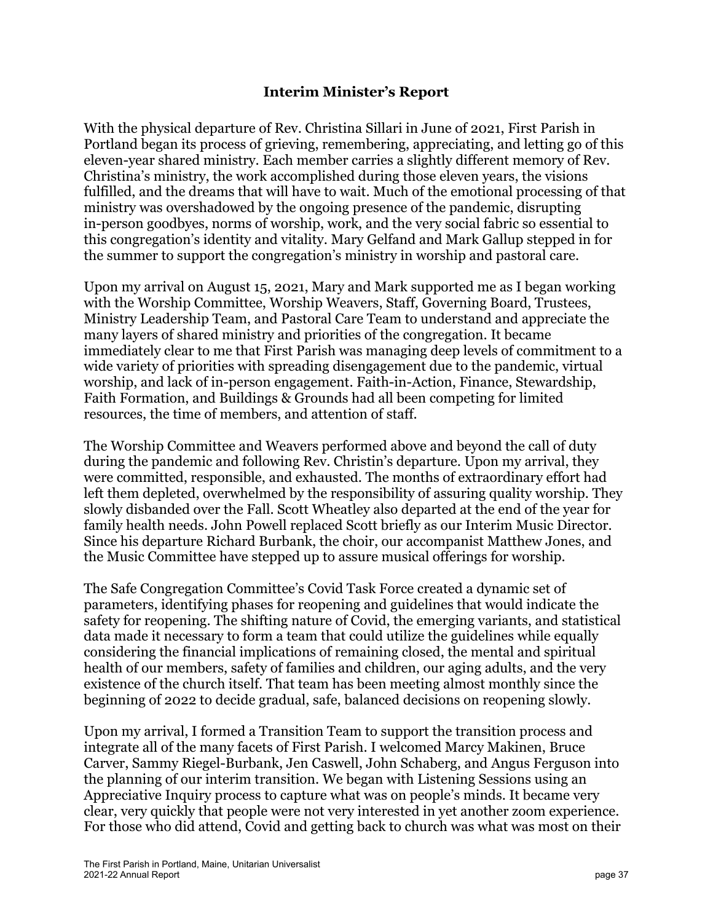## Interim Minister's Report

With the physical departure of Rev. Christina Sillari in June of 2021, First Parish in Portland began its process of grieving, remembering, appreciating, and letting go of this eleven-year shared ministry. Each member carries a slightly different memory of Rev. Christina's ministry, the work accomplished during those eleven years, the visions fulfilled, and the dreams that will have to wait. Much of the emotional processing of that ministry was overshadowed by the ongoing presence of the pandemic, disrupting in-person goodbyes, norms of worship, work, and the very social fabric so essential to this congregation's identity and vitality. Mary Gelfand and Mark Gallup stepped in for the summer to support the congregation's ministry in worship and pastoral care.

Upon my arrival on August 15, 2021, Mary and Mark supported me as I began working with the Worship Committee, Worship Weavers, Staff, Governing Board, Trustees, Ministry Leadership Team, and Pastoral Care Team to understand and appreciate the many layers of shared ministry and priorities of the congregation. It became immediately clear to me that First Parish was managing deep levels of commitment to a wide variety of priorities with spreading disengagement due to the pandemic, virtual worship, and lack of in-person engagement. Faith-in-Action, Finance, Stewardship, Faith Formation, and Buildings & Grounds had all been competing for limited resources, the time of members, and attention of staff.

The Worship Committee and Weavers performed above and beyond the call of duty during the pandemic and following Rev. Christin's departure. Upon my arrival, they were committed, responsible, and exhausted. The months of extraordinary effort had left them depleted, overwhelmed by the responsibility of assuring quality worship. They slowly disbanded over the Fall. Scott Wheatley also departed at the end of the year for family health needs. John Powell replaced Scott briefly as our Interim Music Director. Since his departure Richard Burbank, the choir, our accompanist Matthew Jones, and the Music Committee have stepped up to assure musical offerings for worship.

The Safe Congregation Committee's Covid Task Force created a dynamic set of parameters, identifying phases for reopening and guidelines that would indicate the safety for reopening. The shifting nature of Covid, the emerging variants, and statistical data made it necessary to form a team that could utilize the guidelines while equally considering the financial implications of remaining closed, the mental and spiritual health of our members, safety of families and children, our aging adults, and the very existence of the church itself. That team has been meeting almost monthly since the beginning of 2022 to decide gradual, safe, balanced decisions on reopening slowly.

Upon my arrival, I formed a Transition Team to support the transition process and integrate all of the many facets of First Parish. I welcomed Marcy Makinen, Bruce Carver, Sammy Riegel-Burbank, Jen Caswell, John Schaberg, and Angus Ferguson into the planning of our interim transition. We began with Listening Sessions using an Appreciative Inquiry process to capture what was on people's minds. It became very clear, very quickly that people were not very interested in yet another zoom experience. For those who did attend, Covid and getting back to church was what was most on their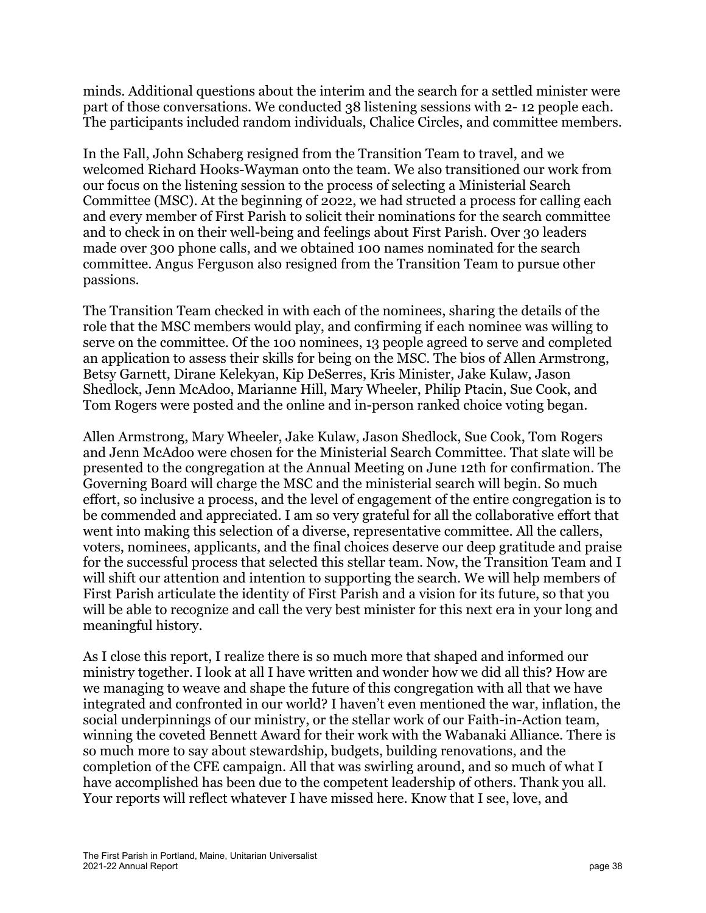minds. Additional questions about the interim and the search for a settled minister were part of those conversations. We conducted 38 listening sessions with 2- 12 people each. The participants included random individuals, Chalice Circles, and committee members.

In the Fall, John Schaberg resigned from the Transition Team to travel, and we welcomed Richard Hooks-Wayman onto the team. We also transitioned our work from our focus on the listening session to the process of selecting a Ministerial Search Committee (MSC). At the beginning of 2022, we had structed a process for calling each and every member of First Parish to solicit their nominations for the search committee and to check in on their well-being and feelings about First Parish. Over 30 leaders made over 300 phone calls, and we obtained 100 names nominated for the search committee. Angus Ferguson also resigned from the Transition Team to pursue other passions.

The Transition Team checked in with each of the nominees, sharing the details of the role that the MSC members would play, and confirming if each nominee was willing to serve on the committee. Of the 100 nominees, 13 people agreed to serve and completed an application to assess their skills for being on the MSC. The bios of Allen Armstrong, Betsy Garnett, Dirane Kelekyan, Kip DeSerres, Kris Minister, Jake Kulaw, Jason Shedlock, Jenn McAdoo, Marianne Hill, Mary Wheeler, Philip Ptacin, Sue Cook, and Tom Rogers were posted and the online and in-person ranked choice voting began.

Allen Armstrong, Mary Wheeler, Jake Kulaw, Jason Shedlock, Sue Cook, Tom Rogers and Jenn McAdoo were chosen for the Ministerial Search Committee. That slate will be presented to the congregation at the Annual Meeting on June 12th for confirmation. The Governing Board will charge the MSC and the ministerial search will begin. So much effort, so inclusive a process, and the level of engagement of the entire congregation is to be commended and appreciated. I am so very grateful for all the collaborative effort that went into making this selection of a diverse, representative committee. All the callers, voters, nominees, applicants, and the final choices deserve our deep gratitude and praise for the successful process that selected this stellar team. Now, the Transition Team and I will shift our attention and intention to supporting the search. We will help members of First Parish articulate the identity of First Parish and a vision for its future, so that you will be able to recognize and call the very best minister for this next era in your long and meaningful history.

As I close this report, I realize there is so much more that shaped and informed our ministry together. I look at all I have written and wonder how we did all this? How are we managing to weave and shape the future of this congregation with all that we have integrated and confronted in our world? I haven't even mentioned the war, inflation, the social underpinnings of our ministry, or the stellar work of our Faith-in-Action team, winning the coveted Bennett Award for their work with the Wabanaki Alliance. There is so much more to say about stewardship, budgets, building renovations, and the completion of the CFE campaign. All that was swirling around, and so much of what I have accomplished has been due to the competent leadership of others. Thank you all. Your reports will reflect whatever I have missed here. Know that I see, love, and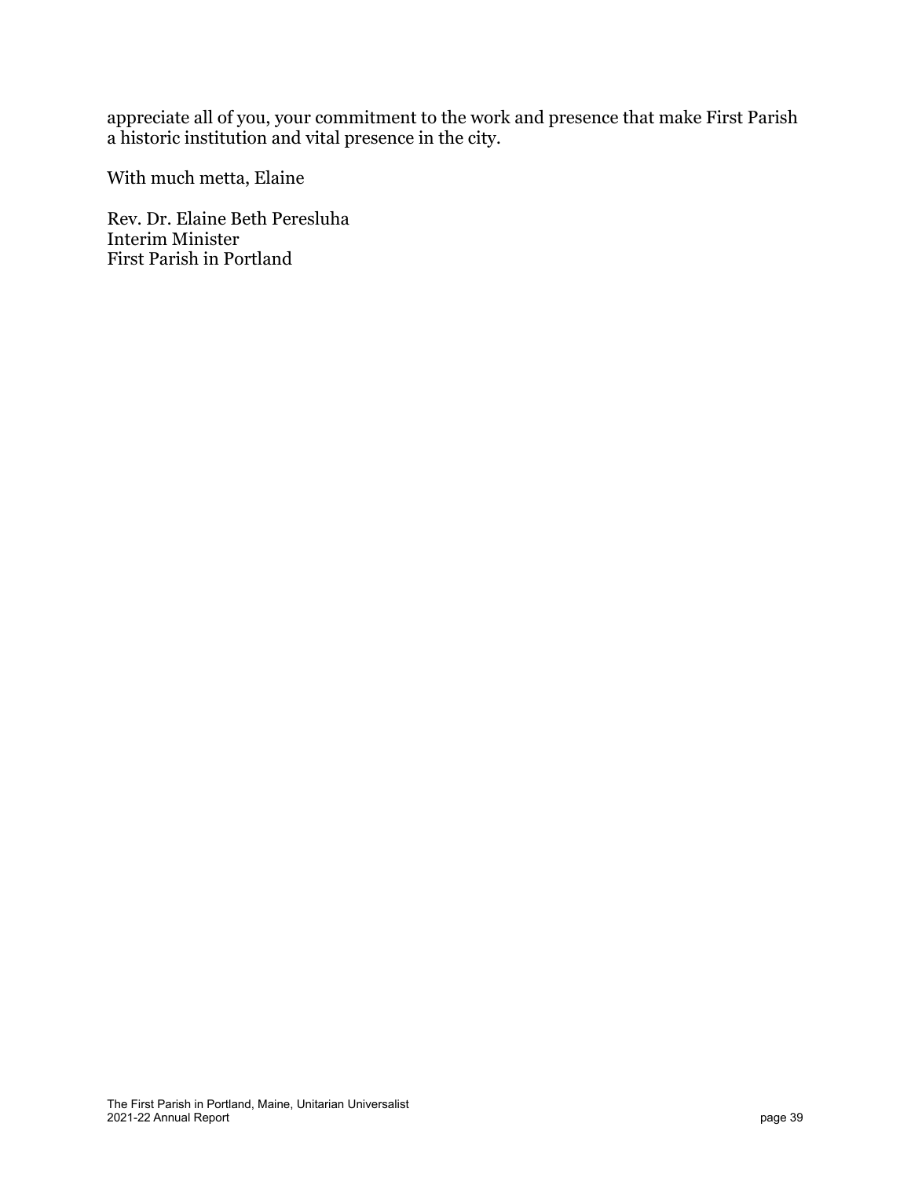appreciate all of you, your commitment to the work and presence that make First Parish a historic institution and vital presence in the city.

With much metta, Elaine

Rev. Dr. Elaine Beth Peresluha  
Interim Minister  
First Parish in Portland